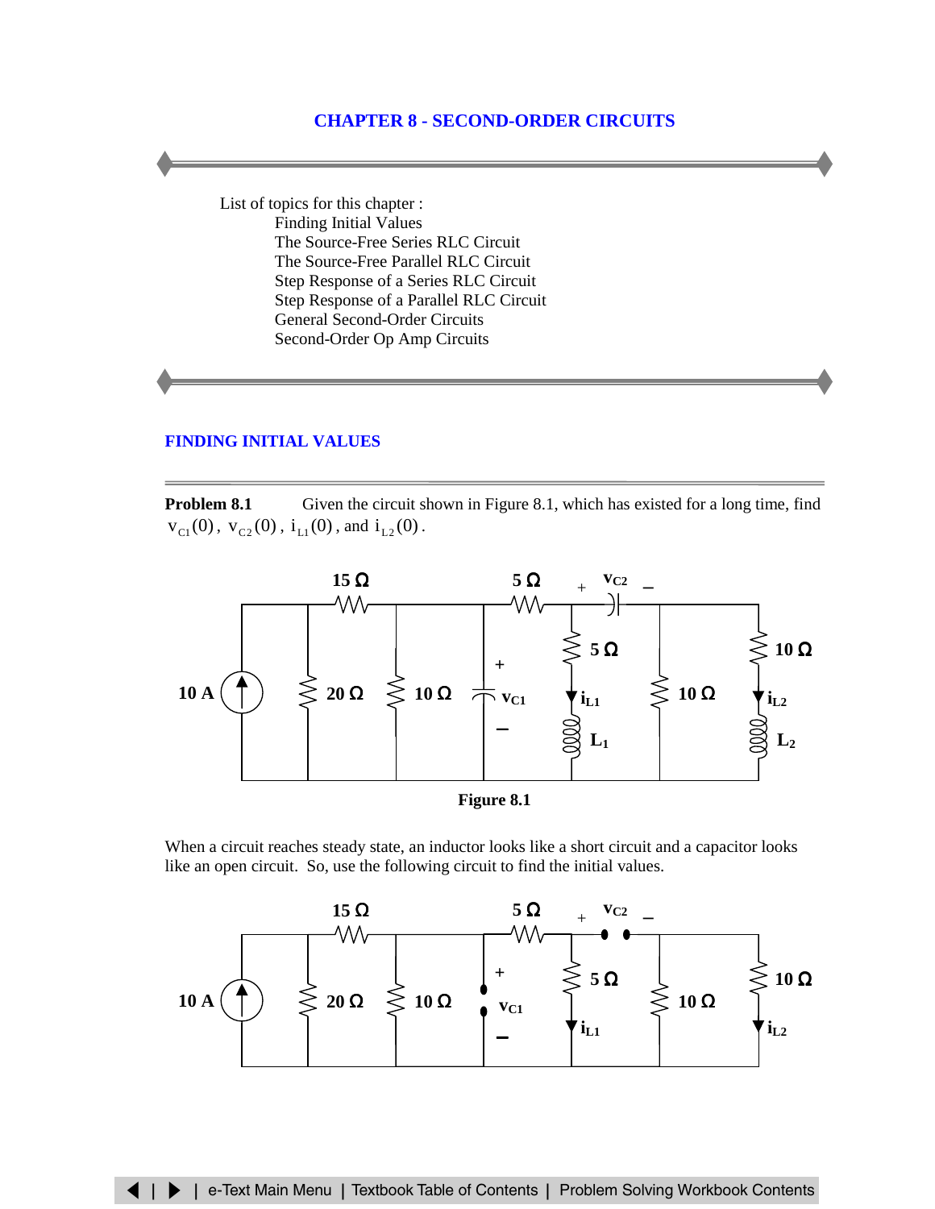# CHAPTER 8 - SECOND-ORDER CIRCUITS

List of topics for this chapter :

- Finding Initial Values
- The Source-Free Series RLC Circuit
- The Source-Free Parallel RLC Circuit
- Step Response of a Series RLC Circuit
- Step Response of a Parallel RLC Circuit
- General Second-Order Circuits
- Second-Order Op Amp Circuits

## FINDING INITIAL VALUES

**Problem 8.1** Given the circuit shown in Figure 8.1, which has existed for a long time, find $v_{C1}(0)$, $v_{C2}(0)$, $i_{L1}(0)$, and $i_{L2}(0)$.

**Figure 8.1**

When a circuit reaches steady state, an inductor looks like a short circuit and a capacitor looks like an open circuit. So, use the following circuit to find the initial values.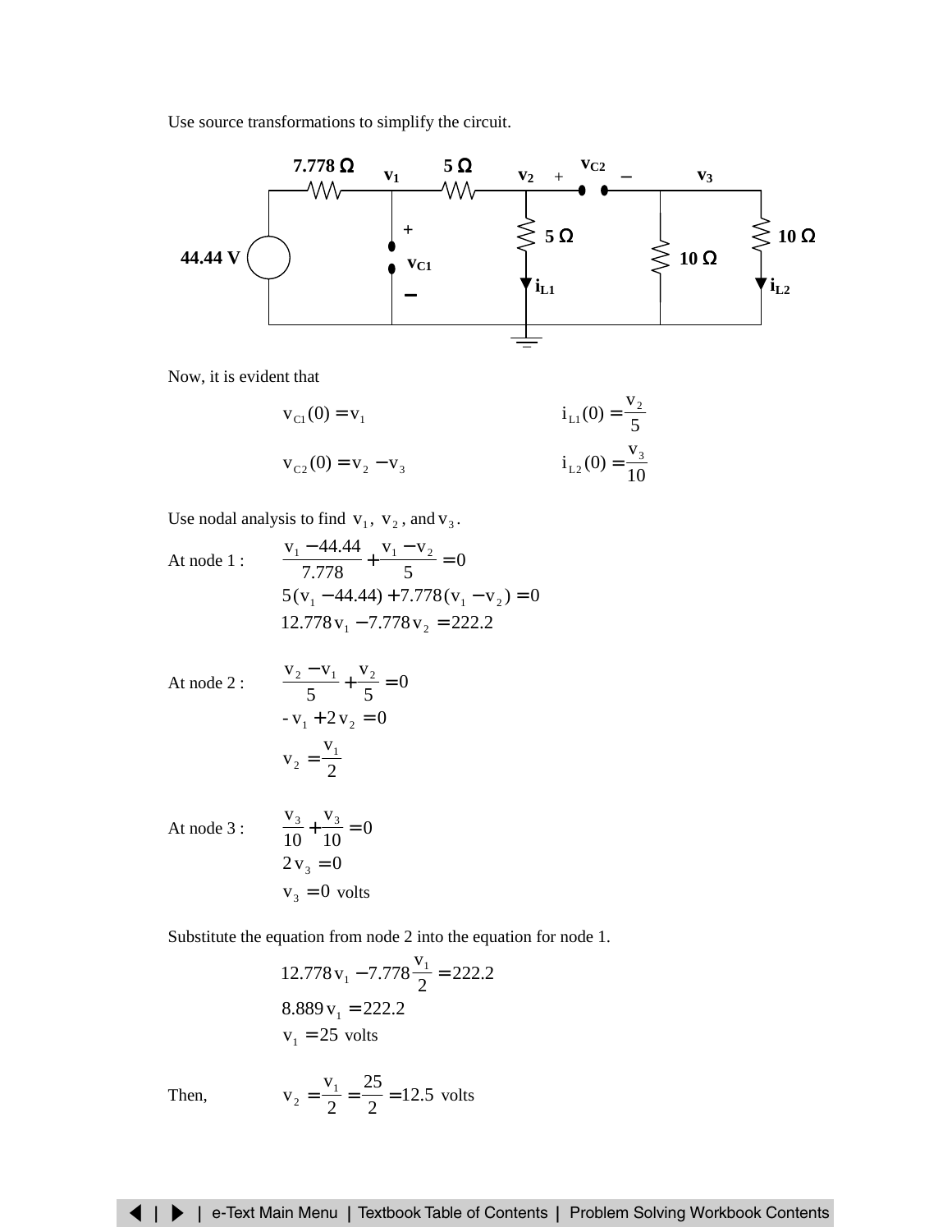Use source transformations to simplify the circuit.

7.778 Ω

v1

5 Ω

v2 +

vC2

−

v3

44.44 V

+

vC1

−

5 Ω

iL1

10 Ω

10 Ω

iL2

Now, it is evident that

$$v_{C1}(0) = v_1 \qquad\qquad i_{L1}(0) = \frac{v_2}{5}$$

$$v_{C2}(0) = v_2 - v_3 \qquad\qquad i_{L2}(0) = \frac{v_3}{10}$$

Use nodal analysis to find $v_1$, $v_2$, and $v_3$.

At node 1 :

$$\frac{v_1 - 44.44}{7.778} + \frac{v_1 - v_2}{5} = 0$$

$$5(v_1 - 44.44) + 7.778(v_1 - v_2) = 0$$

$$12.778\,v_1 - 7.778\,v_2 = 222.2$$

At node 2 :

$$\frac{v_2 - v_1}{5} + \frac{v_2}{5} = 0$$

$$-v_1 + 2\,v_2 = 0$$

$$v_2 = \frac{v_1}{2}$$

At node 3 :

$$\frac{v_3}{10} + \frac{v_3}{10} = 0$$

$$2\,v_3 = 0$$

$$v_3 = 0 \text{ volts}$$

Substitute the equation from node 2 into the equation for node 1.

$$12.778\,v_1 - 7.778\frac{v_1}{2} = 222.2$$

$$8.889\,v_1 = 222.2$$

$$v_1 = 25 \text{ volts}$$

Then,

$$v_2 = \frac{v_1}{2} = \frac{25}{2} = 12.5 \text{ volts}$$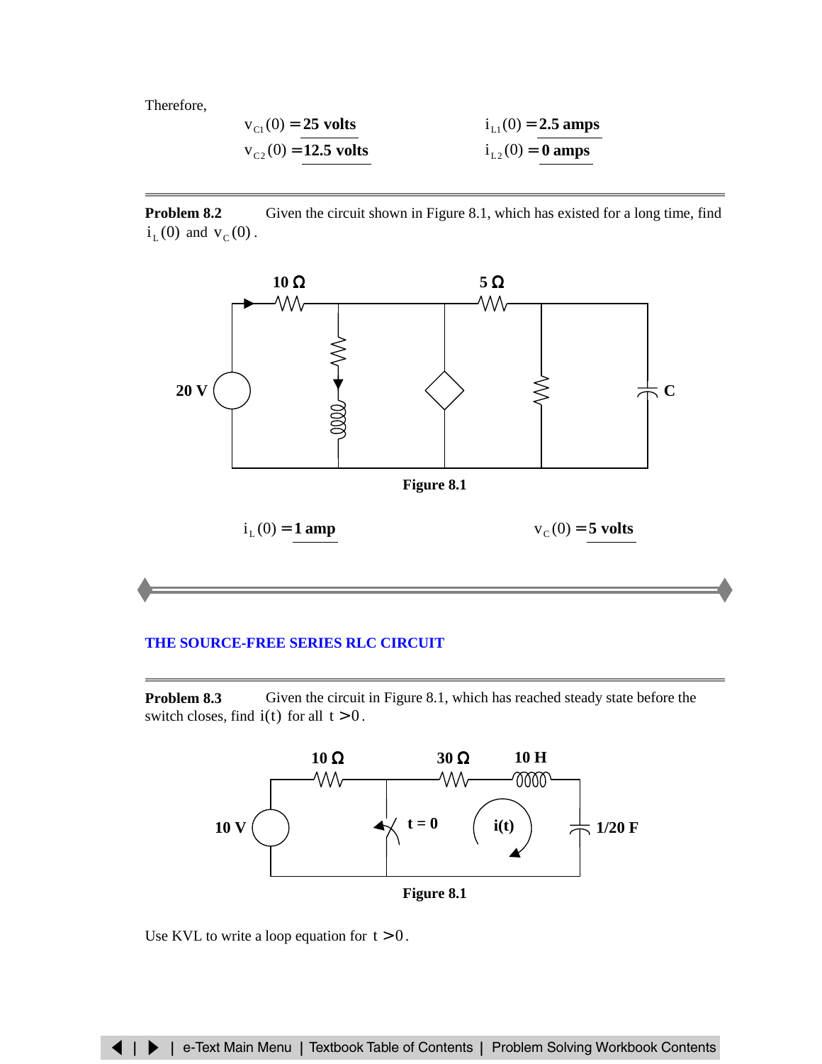Therefore,

$v_{C1}(0) =$ **25 volts** $\qquad$ $i_{L1}(0) =$ **2.5 amps**

$v_{C2}(0) =$ **12.5 volts** $\qquad$ $i_{L2}(0) =$ **0 amps**

---

**Problem 8.2** Given the circuit shown in Figure 8.1, which has existed for a long time, find $i_L(0)$ and $v_C(0)$.

10 Ω

5 Ω

20 V

C

**Figure 8.1**

$i_L(0) =$ **1 amp** $\qquad$ $v_C(0) =$ **5 volts**

---

## THE SOURCE-FREE SERIES RLC CIRCUIT

---

**Problem 8.3** Given the circuit in Figure 8.1, which has reached steady state before the switch closes, find $i(t)$ for all $t > 0$.

10 Ω

30 Ω

10 H

10 V

t = 0

i(t)

1/20 F

**Figure 8.1**

Use KVL to write a loop equation for $t > 0$.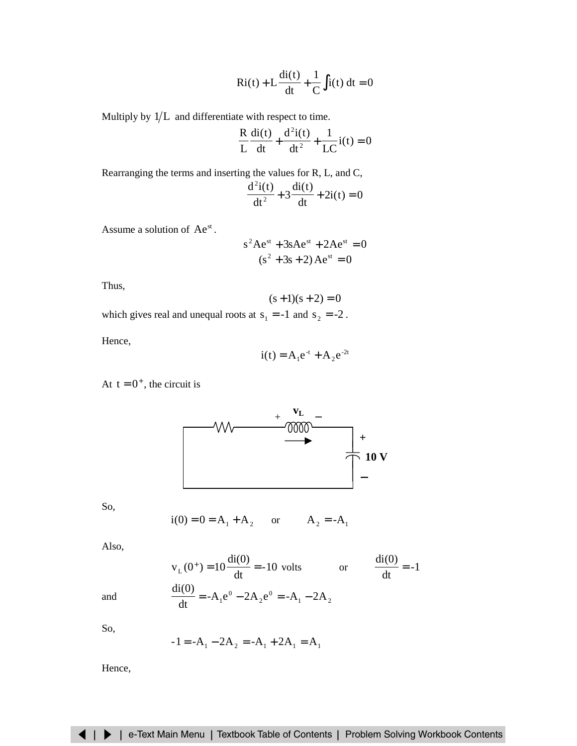$$Ri(t) + L\frac{di(t)}{dt} + \frac{1}{C}\int i(t)\,dt = 0$$

Multiply by $1/L$ and differentiate with respect to time.

$$\frac{R}{L}\frac{di(t)}{dt} + \frac{d^2i(t)}{dt^2} + \frac{1}{LC}i(t) = 0$$

Rearranging the terms and inserting the values for R, L, and C,

$$\frac{d^2i(t)}{dt^2} + 3\frac{di(t)}{dt} + 2i(t) = 0$$

Assume a solution of $Ae^{st}$.

$$s^2Ae^{st} + 3sAe^{st} + 2Ae^{st} = 0$$
$$(s^2 + 3s + 2)\,Ae^{st} = 0$$

Thus,

$$(s+1)(s+2) = 0$$

which gives real and unequal roots at $s_1 = -1$ and $s_2 = -2$.

Hence,

$$i(t) = A_1e^{-t} + A_2e^{-2t}$$

At $t = 0^+$, the circuit is

+ $v_L$ –

+ 10 V –

So,

$$i(0) = 0 = A_1 + A_2 \qquad \text{or} \qquad A_2 = -A_1$$

Also,

$$v_L(0^+) = 10\frac{di(0)}{dt} = -10 \text{ volts} \qquad \text{or} \qquad \frac{di(0)}{dt} = -1$$

and

$$\frac{di(0)}{dt} = -A_1e^0 - 2A_2e^0 = -A_1 - 2A_2$$

So,

$$-1 = -A_1 - 2A_2 = -A_1 + 2A_1 = A_1$$

Hence,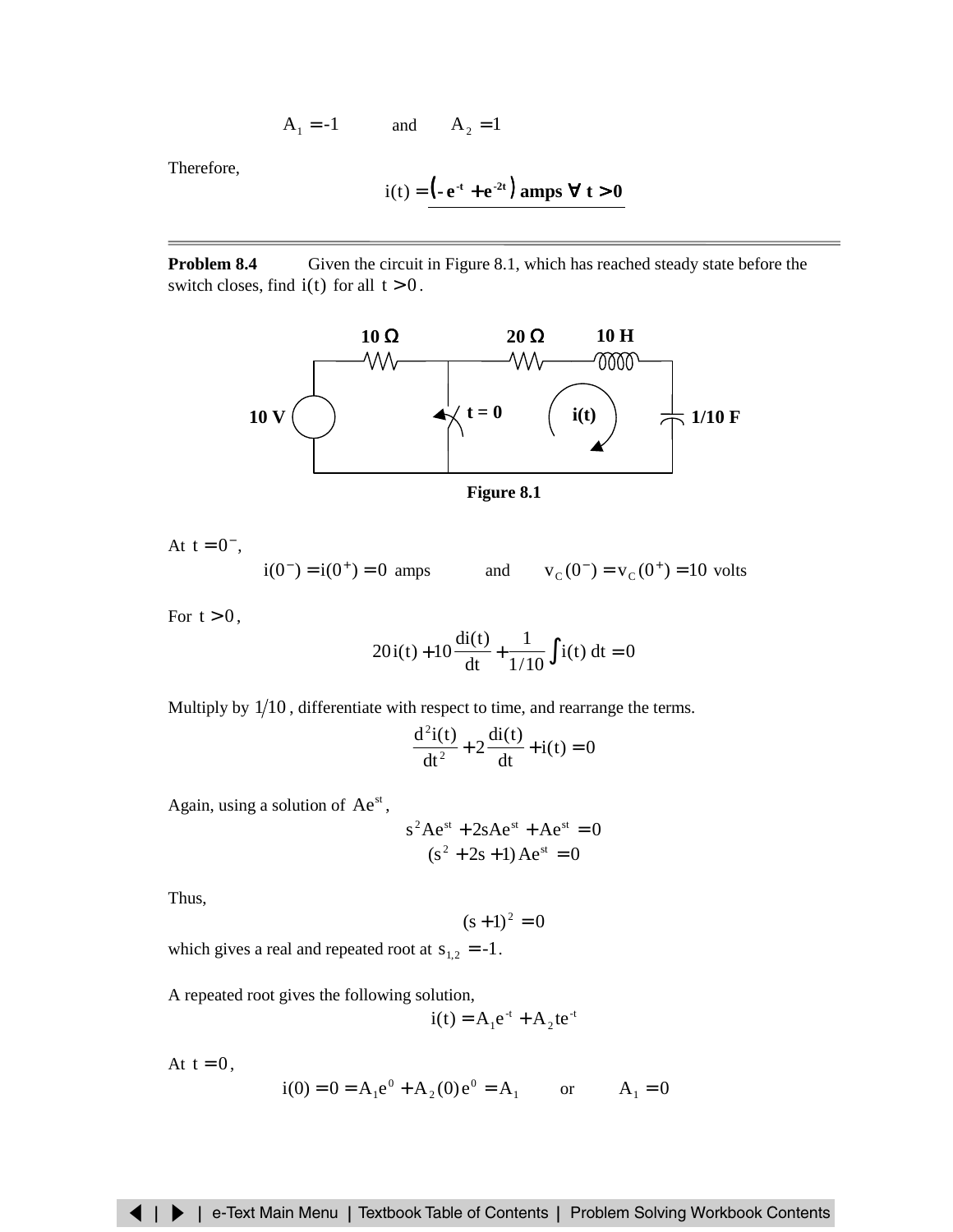$$A_1 = -1 \qquad \text{and} \qquad A_2 = 1$$

Therefore,

$$i(t) = \underline{\left(-\mathbf{e}^{-t} + \mathbf{e}^{-2t}\right) \textbf{ amps } \forall\ t > 0}$$

---

**Problem 8.4** Given the circuit in Figure 8.1, which has reached steady state before the switch closes, find $i(t)$ for all $t > 0$.

10 Ω

20 Ω

10 H

10 V

t = 0

i(t)

1/10 F

**Figure 8.1**

At $t = 0^-$,

$$i(0^-) = i(0^+) = 0 \text{ amps} \qquad \text{and} \qquad v_C(0^-) = v_C(0^+) = 10 \text{ volts}$$

For $t > 0$,

$$20\,i(t) + 10\frac{di(t)}{dt} + \frac{1}{1/10}\int i(t)\,dt = 0$$

Multiply by $1/10$, differentiate with respect to time, and rearrange the terms.

$$\frac{d^2 i(t)}{dt^2} + 2\frac{di(t)}{dt} + i(t) = 0$$

Again, using a solution of $Ae^{st}$,

$$s^2 Ae^{st} + 2sAe^{st} + Ae^{st} = 0$$

$$(s^2 + 2s + 1)\,Ae^{st} = 0$$

Thus,

$$(s+1)^2 = 0$$

which gives a real and repeated root at $s_{1,2} = -1$.

A repeated root gives the following solution,

$$i(t) = A_1 e^{-t} + A_2 t e^{-t}$$

At $t = 0$,

$$i(0) = 0 = A_1 e^0 + A_2 (0) e^0 = A_1 \qquad \text{or} \qquad A_1 = 0$$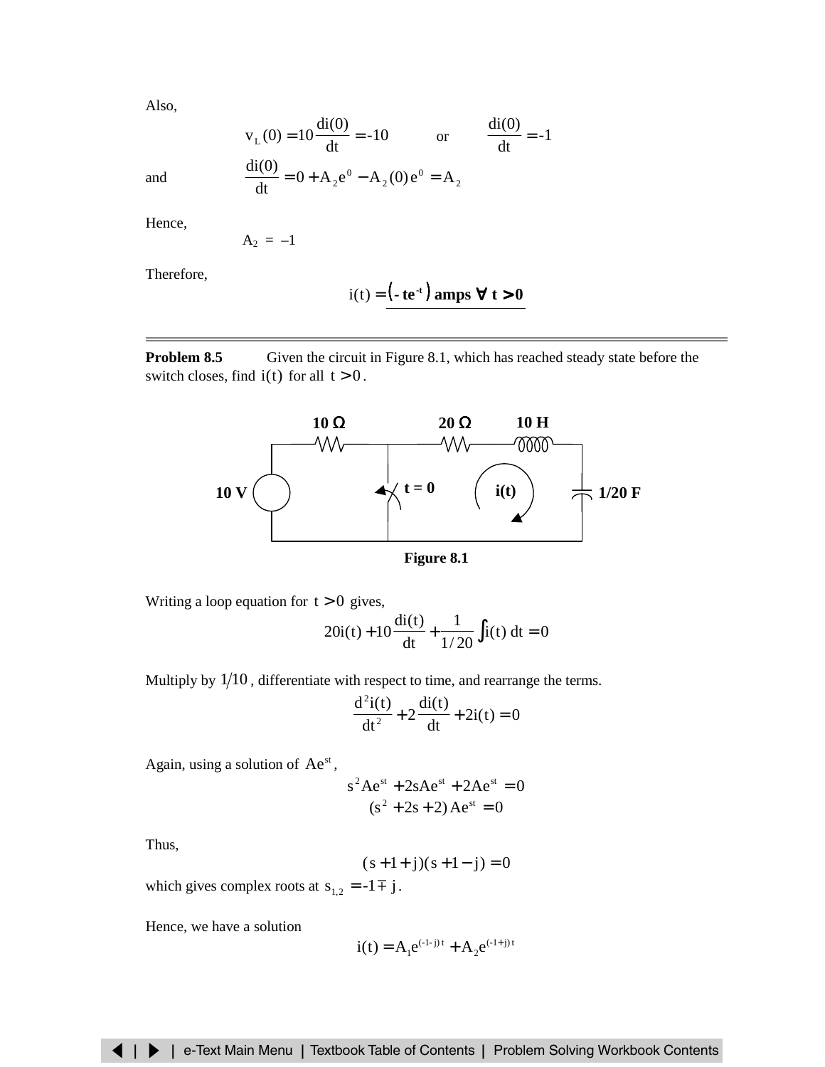Also,

$$v_L(0) = 10\frac{di(0)}{dt} = -10 \qquad \text{or} \qquad \frac{di(0)}{dt} = -1$$

and

$$\frac{di(0)}{dt} = 0 + A_2 e^0 - A_2(0)e^0 = A_2$$

Hence,

$$A_2 = -1$$

Therefore,

$$i(t) = \underline{\left(-\mathbf{te^{-t}}\right)\ \textbf{amps}\ \forall\ \mathbf{t > 0}}$$

---

**Problem 8.5** Given the circuit in Figure 8.1, which has reached steady state before the switch closes, find $i(t)$ for all $t > 0$.

10 Ω
20 Ω
10 H
10 V
t = 0
i(t)
1/20 F

**Figure 8.1**

Writing a loop equation for $t > 0$ gives,

$$20i(t) + 10\frac{di(t)}{dt} + \frac{1}{1/20}\int i(t)\,dt = 0$$

Multiply by $1/10$, differentiate with respect to time, and rearrange the terms.

$$\frac{d^2i(t)}{dt^2} + 2\frac{di(t)}{dt} + 2i(t) = 0$$

Again, using a solution of $Ae^{st}$,

$$s^2Ae^{st} + 2sAe^{st} + 2Ae^{st} = 0$$
$$(s^2 + 2s + 2)Ae^{st} = 0$$

Thus,

$$(s + 1 + j)(s + 1 - j) = 0$$

which gives complex roots at $s_{1,2} = -1 \mp j$.

Hence, we have a solution

$$i(t) = A_1 e^{(-1-j)t} + A_2 e^{(-1+j)t}$$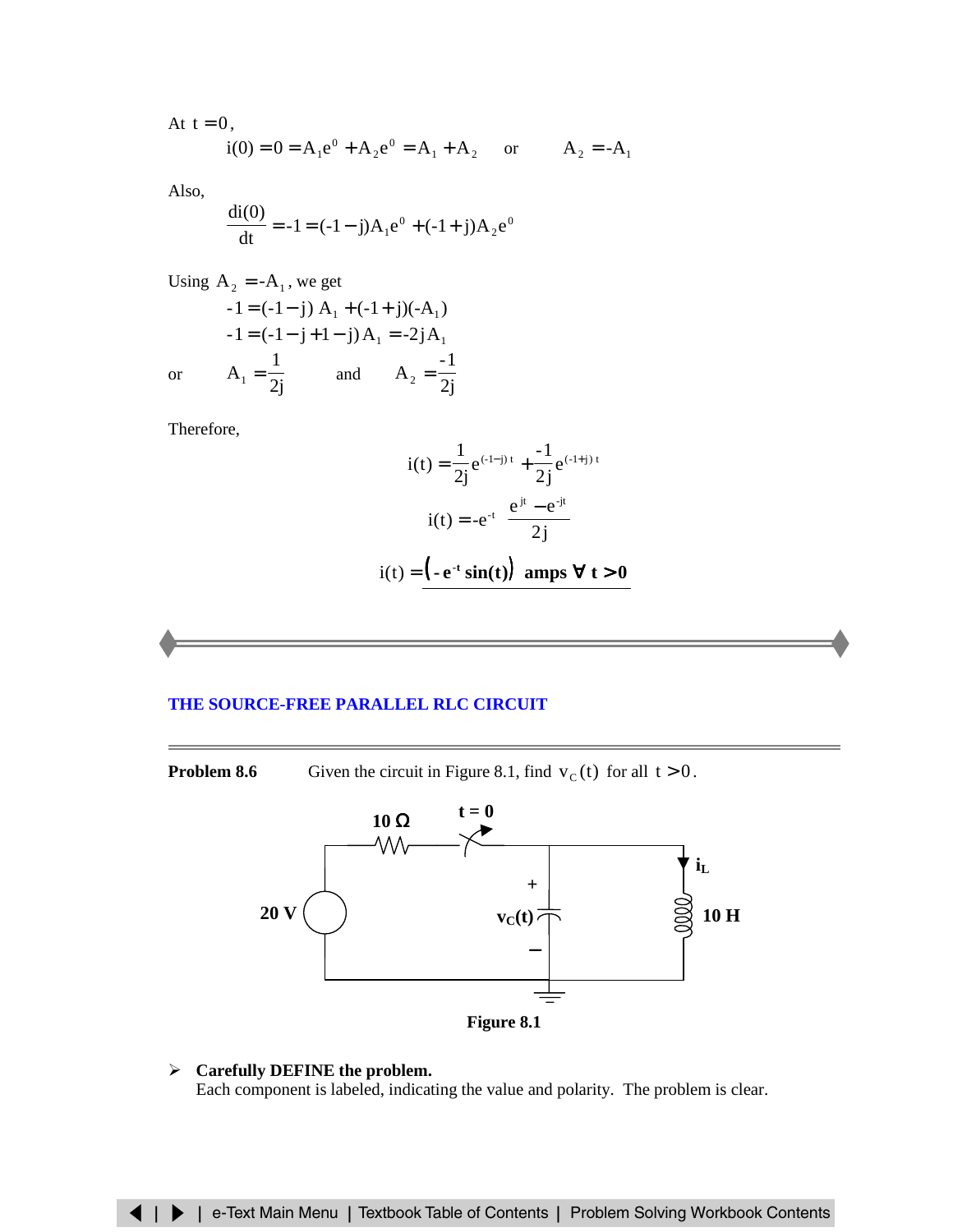At $t = 0$,

$$i(0) = 0 = A_1 e^0 + A_2 e^0 = A_1 + A_2 \quad \text{or} \quad A_2 = -A_1$$

Also,

$$\frac{di(0)}{dt} = -1 = (-1 - j) A_1 e^0 + (-1 + j) A_2 e^0$$

Using $A_2 = -A_1$, we get

$$-1 = (-1 - j)\, A_1 + (-1 + j)(-A_1)$$

$$-1 = (-1 - j + 1 - j)\, A_1 = -2j\, A_1$$

or $\quad A_1 = \dfrac{1}{2j} \quad$ and $\quad A_2 = \dfrac{-1}{2j}$

Therefore,

$$i(t) = \frac{1}{2j} e^{(-1-j)\,t} + \frac{-1}{2j} e^{(-1+j)\,t}$$

$$i(t) = -e^{-t} \frac{e^{jt} - e^{-jt}}{2j}$$

$$i(t) = \underline{\left( -e^{-t} \sin(t) \right) \textbf{ amps } \forall\ t > 0}$$

## THE SOURCE-FREE PARALLEL RLC CIRCUIT

**Problem 8.6** Given the circuit in Figure 8.1, find $v_C(t)$ for all $t > 0$.

10 Ω

t = 0

20 V

$v_C(t)$

+

−

$i_L$

10 H

**Figure 8.1**

- **Carefully DEFINE the problem.**
  Each component is labeled, indicating the value and polarity. The problem is clear.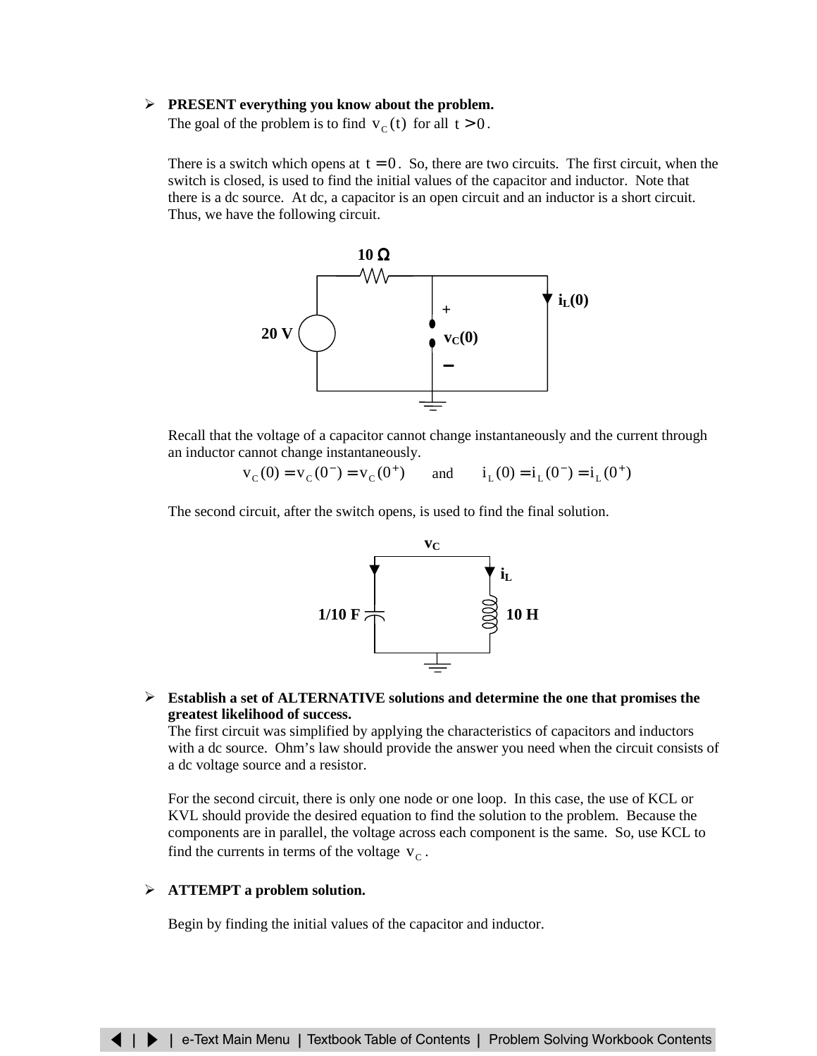- **PRESENT everything you know about the problem.**
  The goal of the problem is to find $v_C(t)$ for all $t > 0$.

  There is a switch which opens at $t = 0$. So, there are two circuits. The first circuit, when the switch is closed, is used to find the initial values of the capacitor and inductor. Note that there is a dc source. At dc, a capacitor is an open circuit and an inductor is a short circuit. Thus, we have the following circuit.

  10 Ω

  $i_L(0)$

  20 V

  +
  $v_C(0)$
  –

  Recall that the voltage of a capacitor cannot change instantaneously and the current through an inductor cannot change instantaneously.

  $$v_C(0) = v_C(0^-) = v_C(0^+) \qquad \text{and} \qquad i_L(0) = i_L(0^-) = i_L(0^+)$$

  The second circuit, after the switch opens, is used to find the final solution.

  $v_C$

  $i_L$

  1/10 F

  10 H

- **Establish a set of ALTERNATIVE solutions and determine the one that promises the greatest likelihood of success.**
  The first circuit was simplified by applying the characteristics of capacitors and inductors with a dc source. Ohm's law should provide the answer you need when the circuit consists of a dc voltage source and a resistor.

  For the second circuit, there is only one node or one loop. In this case, the use of KCL or KVL should provide the desired equation to find the solution to the problem. Because the components are in parallel, the voltage across each component is the same. So, use KCL to find the currents in terms of the voltage $v_C$.

- **ATTEMPT a problem solution.**

  Begin by finding the initial values of the capacitor and inductor.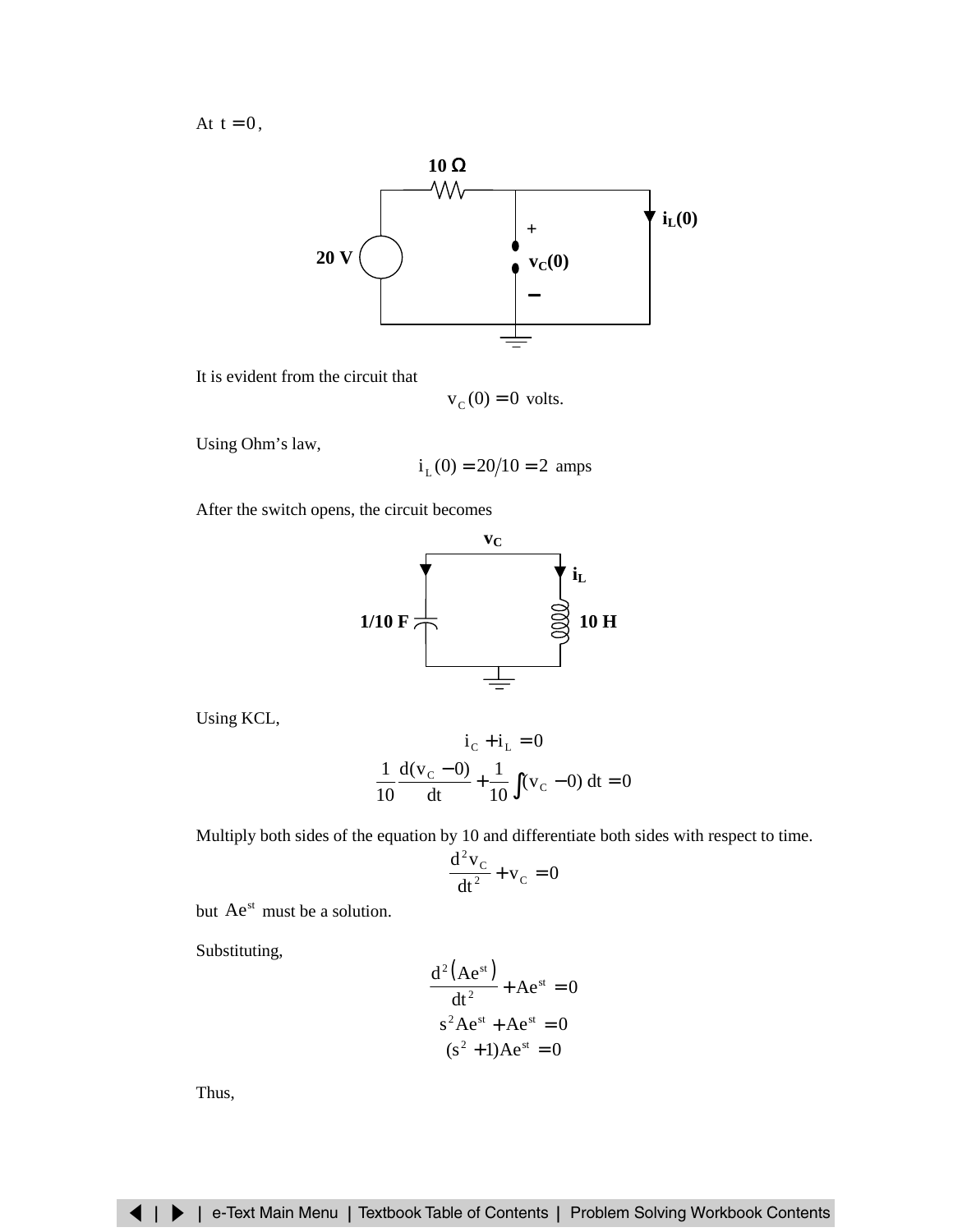At $t = 0$,

10 Ω

20 V

$+$

$v_C(0)$

$-$

$i_L(0)$

It is evident from the circuit that

$$v_C(0) = 0 \text{ volts.}$$

Using Ohm's law,

$$i_L(0) = 20/10 = 2 \text{ amps}$$

After the switch opens, the circuit becomes

$v_C$

$i_L$

1/10 F

10 H

Using KCL,

$$i_C + i_L = 0$$

$$\frac{1}{10}\frac{d(v_C - 0)}{dt} + \frac{1}{10}\int (v_C - 0)\, dt = 0$$

Multiply both sides of the equation by 10 and differentiate both sides with respect to time.

$$\frac{d^2 v_C}{dt^2} + v_C = 0$$

but $Ae^{st}$ must be a solution.

Substituting,

$$\frac{d^2\left(Ae^{st}\right)}{dt^2} + Ae^{st} = 0$$

$$s^2 Ae^{st} + Ae^{st} = 0$$

$$(s^2 + 1)Ae^{st} = 0$$

Thus,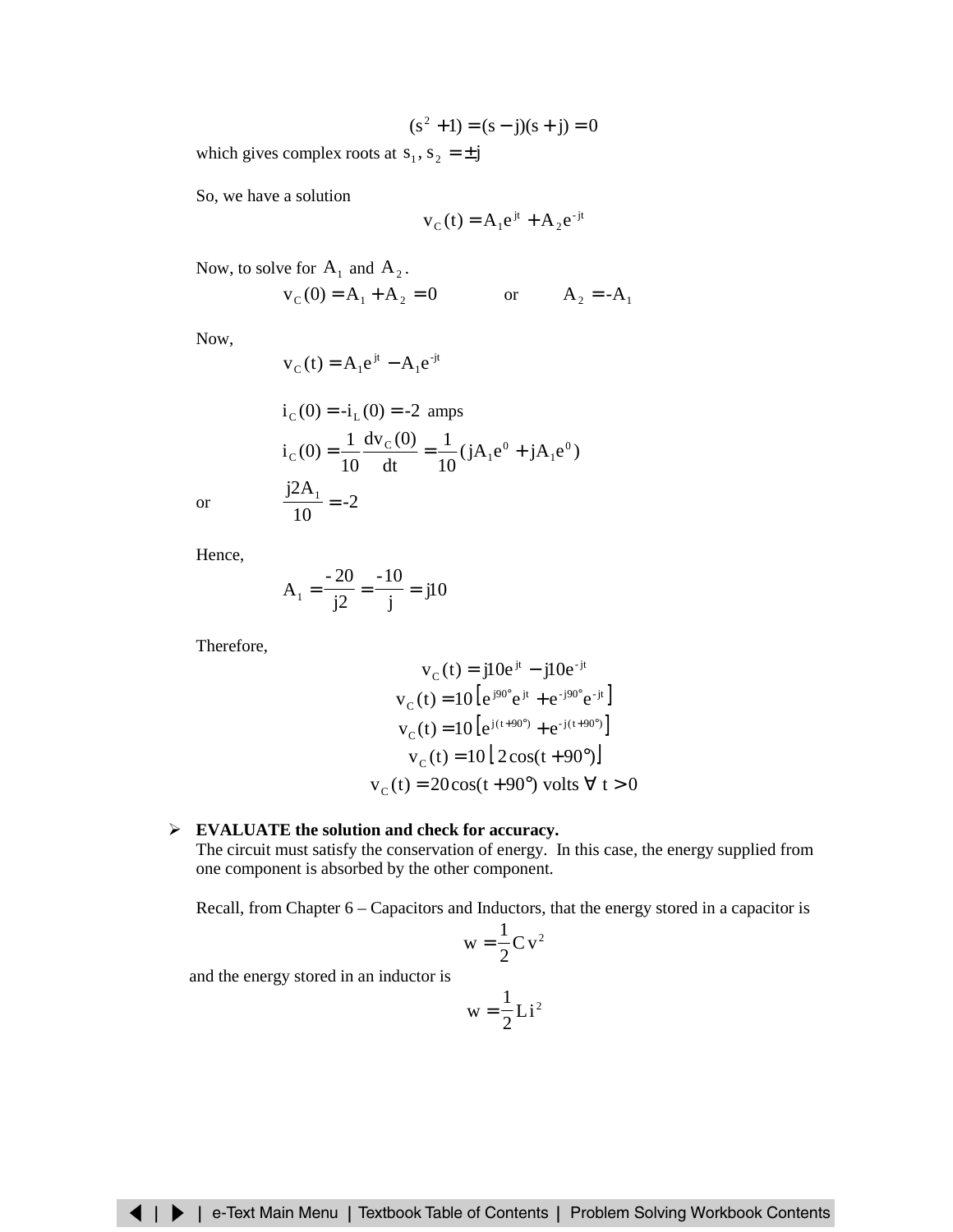$$(s^2 + 1) = (s - j)(s + j) = 0$$

which gives complex roots at $s_1, s_2 = \pm j$

So, we have a solution

$$v_C(t) = A_1 e^{jt} + A_2 e^{-jt}$$

Now, to solve for $A_1$ and $A_2$.

$$v_C(0) = A_1 + A_2 = 0 \qquad \text{or} \qquad A_2 = -A_1$$

Now,

$$v_C(t) = A_1 e^{jt} - A_1 e^{-jt}$$

$$i_C(0) = -i_L(0) = -2 \text{ amps}$$

$$i_C(0) = \frac{1}{10}\frac{dv_C(0)}{dt} = \frac{1}{10}(jA_1 e^0 + jA_1 e^0)$$

or

$$\frac{j2A_1}{10} = -2$$

Hence,

$$A_1 = \frac{-20}{j2} = \frac{-10}{j} = j10$$

Therefore,

$$v_C(t) = j10 e^{jt} - j10 e^{-jt}$$

$$v_C(t) = 10\left[e^{j90°} e^{jt} + e^{-j90°} e^{-jt}\right]$$

$$v_C(t) = 10\left[e^{j(t+90°)} + e^{-j(t+90°)}\right]$$

$$v_C(t) = 10\left\lfloor 2\cos(t + 90°)\right\rfloor$$

$$v_C(t) = 20\cos(t + 90°) \text{ volts } \forall \ t > 0$$

- **EVALUATE the solution and check for accuracy.**
  The circuit must satisfy the conservation of energy. In this case, the energy supplied from one component is absorbed by the other component.

  Recall, from Chapter 6 – Capacitors and Inductors, that the energy stored in a capacitor is

  $$w = \frac{1}{2} C v^2$$

  and the energy stored in an inductor is

  $$w = \frac{1}{2} L i^2$$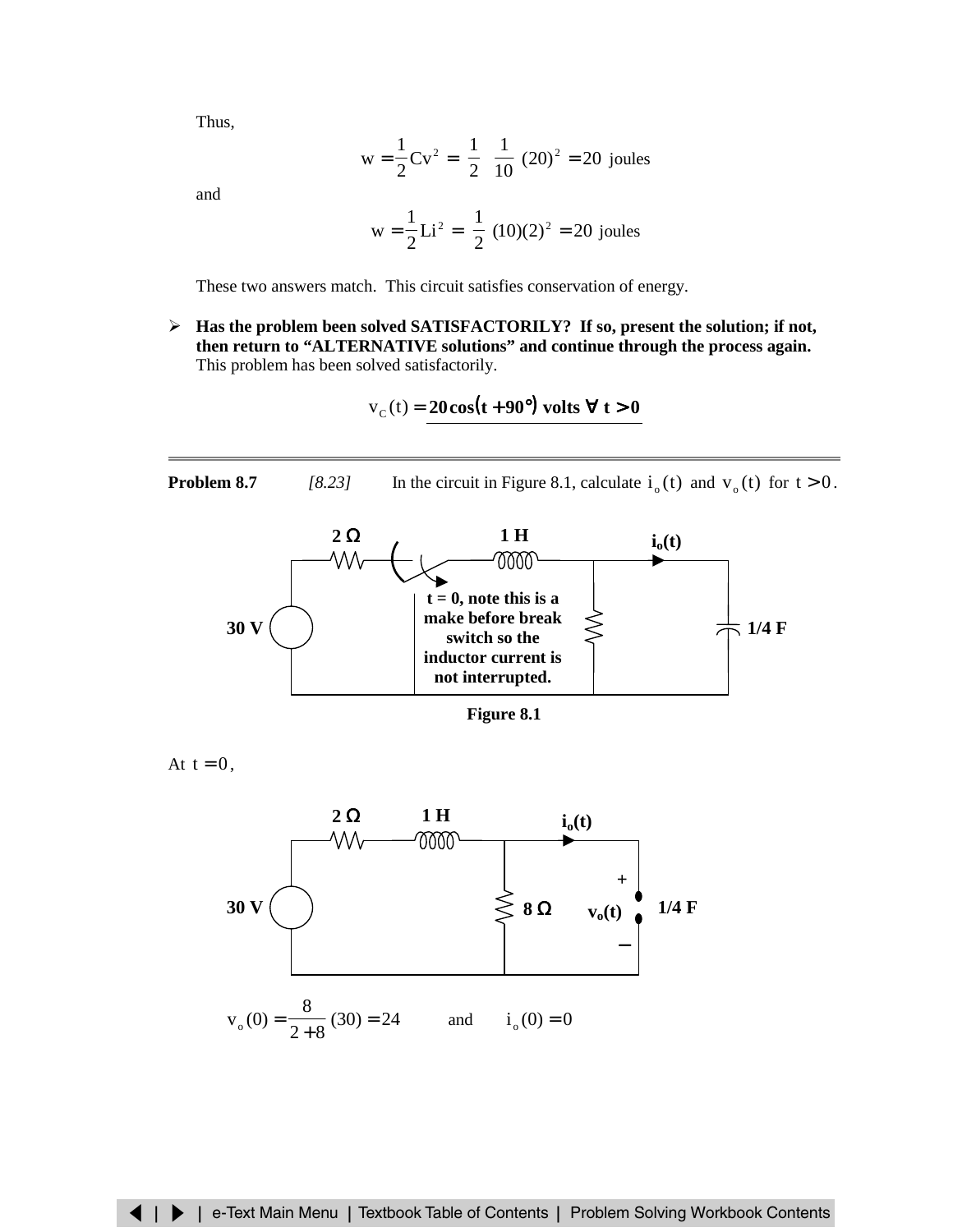Thus,

$$w = \frac{1}{2}Cv^2 = \frac{1}{2}\left(\frac{1}{10}\right)(20)^2 = 20 \text{ joules}$$

and

$$w = \frac{1}{2}Li^2 = \frac{1}{2}(10)(2)^2 = 20 \text{ joules}$$

These two answers match. This circuit satisfies conservation of energy.

- **Has the problem been solved SATISFACTORILY? If so, present the solution; if not, then return to "ALTERNATIVE solutions" and continue through the process again.** This problem has been solved satisfactorily.

$$v_C(t) = \underline{\mathbf{20\cos(t + 90°)\ volts\ \forall\ t > 0}}$$

---

**Problem 8.7** *[8.23]* In the circuit in Figure 8.1, calculate $i_o(t)$ and $v_o(t)$ for $t > 0$.

2 Ω
1 H
$i_o(t)$
30 V
t = 0, note this is a make before break switch so the inductor current is not interrupted.
1/4 F

**Figure 8.1**

At $t = 0$,

2 Ω
1 H
$i_o(t)$
30 V
8 Ω
$v_o(t)$
1/4 F

$$v_o(0) = \frac{8}{2+8}(30) = 24 \qquad \text{and} \qquad i_o(0) = 0$$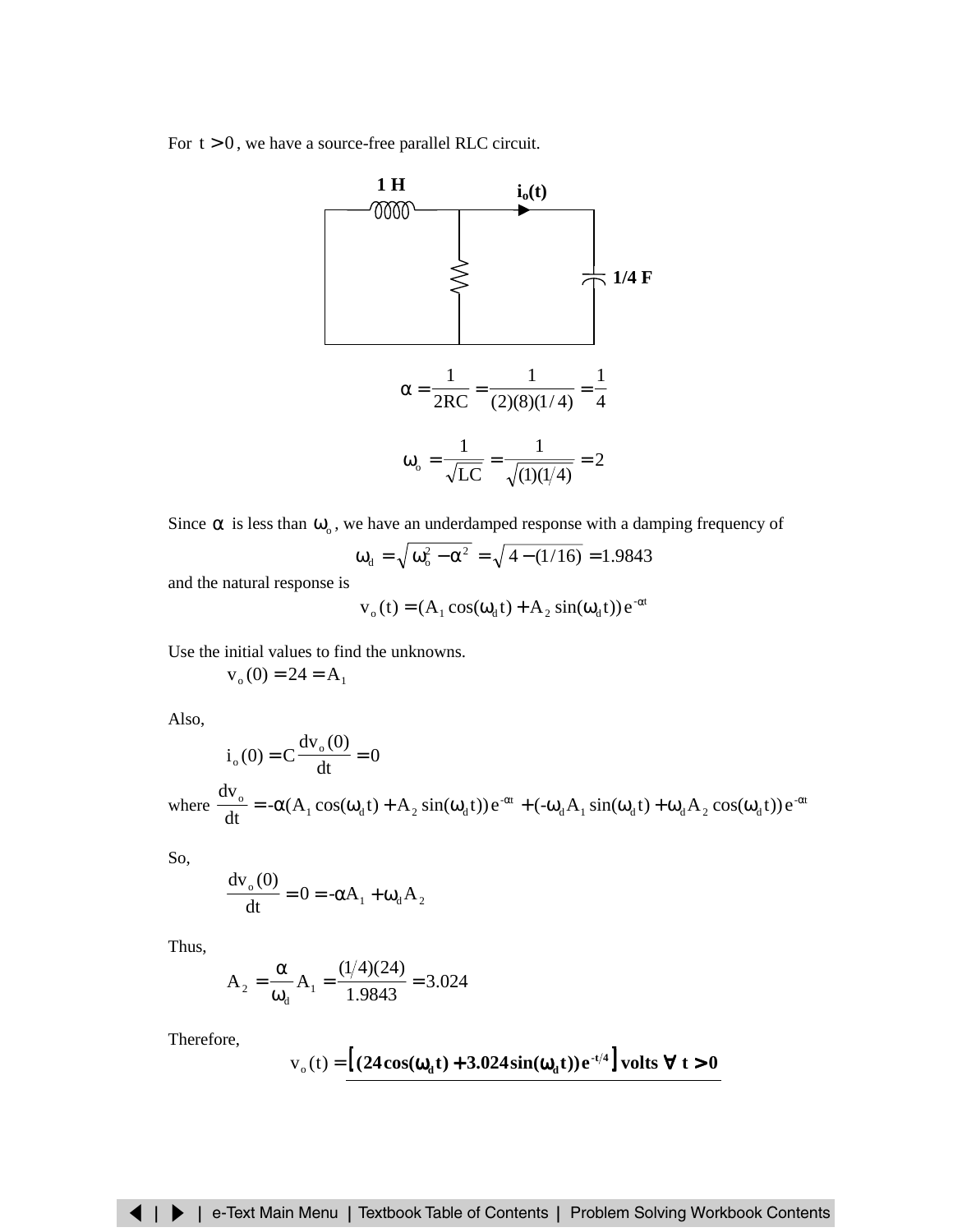For $t > 0$, we have a source-free parallel RLC circuit.

1 H

$i_o(t)$

1/4 F

$$\alpha = \frac{1}{2RC} = \frac{1}{(2)(8)(1/4)} = \frac{1}{4}$$

$$\omega_o = \frac{1}{\sqrt{LC}} = \frac{1}{\sqrt{(1)(1/4)}} = 2$$

Since $\alpha$ is less than $\omega_o$, we have an underdamped response with a damping frequency of

$$\omega_d = \sqrt{\omega_o^2 - \alpha^2} = \sqrt{4 - (1/16)} = 1.9843$$

and the natural response is

$$v_o(t) = (A_1 \cos(\omega_d t) + A_2 \sin(\omega_d t))\, e^{-\alpha t}$$

Use the initial values to find the unknowns.

$$v_o(0) = 24 = A_1$$

Also,

$$i_o(0) = C\frac{dv_o(0)}{dt} = 0$$

where $\frac{dv_o}{dt} = -\alpha(A_1 \cos(\omega_d t) + A_2 \sin(\omega_d t))\, e^{-\alpha t} + (-\omega_d A_1 \sin(\omega_d t) + \omega_d A_2 \cos(\omega_d t))\, e^{-\alpha t}$

So,

$$\frac{dv_o(0)}{dt} = 0 = -\alpha A_1 + \omega_d A_2$$

Thus,

$$A_2 = \frac{\alpha}{\omega_d} A_1 = \frac{(1/4)(24)}{1.9843} = 3.024$$

Therefore,

$$v_o(t) = \underline{\left[(\mathbf{24\cos(\omega_d t) + 3.024\sin(\omega_d t)})\,\mathbf{e^{-t/4}}\right]\ \textbf{volts}\ \forall\ \mathbf{t > 0}}$$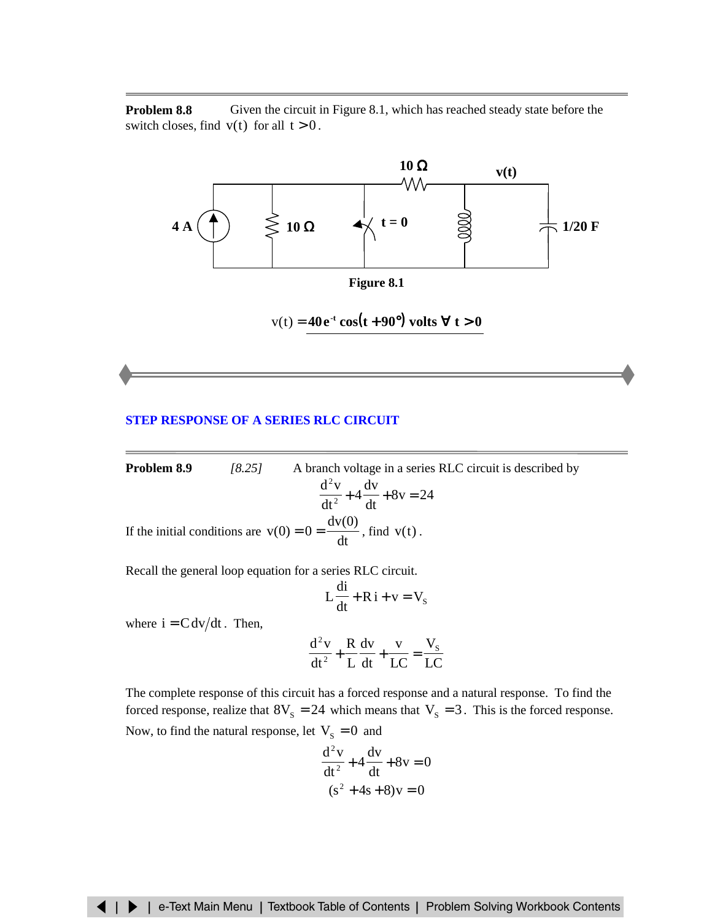**Problem 8.8** Given the circuit in Figure 8.1, which has reached steady state before the switch closes, find $v(t)$ for all $t > 0$.

10 Ω

v(t)

4 A

10 Ω

t = 0

1/20 F

Figure 8.1

$$v(t) = \underline{40\,e^{-t}\cos(t + 90°)\text{ volts } \forall\ t > 0}$$

## STEP RESPONSE OF A SERIES RLC CIRCUIT

**Problem 8.9** *[8.25]* A branch voltage in a series RLC circuit is described by

$$\frac{d^2v}{dt^2} + 4\frac{dv}{dt} + 8v = 24$$

If the initial conditions are $v(0) = 0 = \dfrac{dv(0)}{dt}$, find $v(t)$.

Recall the general loop equation for a series RLC circuit.

$$L\frac{di}{dt} + R\,i + v = V_s$$

where $i = C\,dv/dt$. Then,

$$\frac{d^2v}{dt^2} + \frac{R}{L}\frac{dv}{dt} + \frac{v}{LC} = \frac{V_s}{LC}$$

The complete response of this circuit has a forced response and a natural response. To find the forced response, realize that $8V_s = 24$ which means that $V_s = 3$. This is the forced response. Now, to find the natural response, let $V_s = 0$ and

$$\frac{d^2v}{dt^2} + 4\frac{dv}{dt} + 8v = 0$$

$$(s^2 + 4s + 8)v = 0$$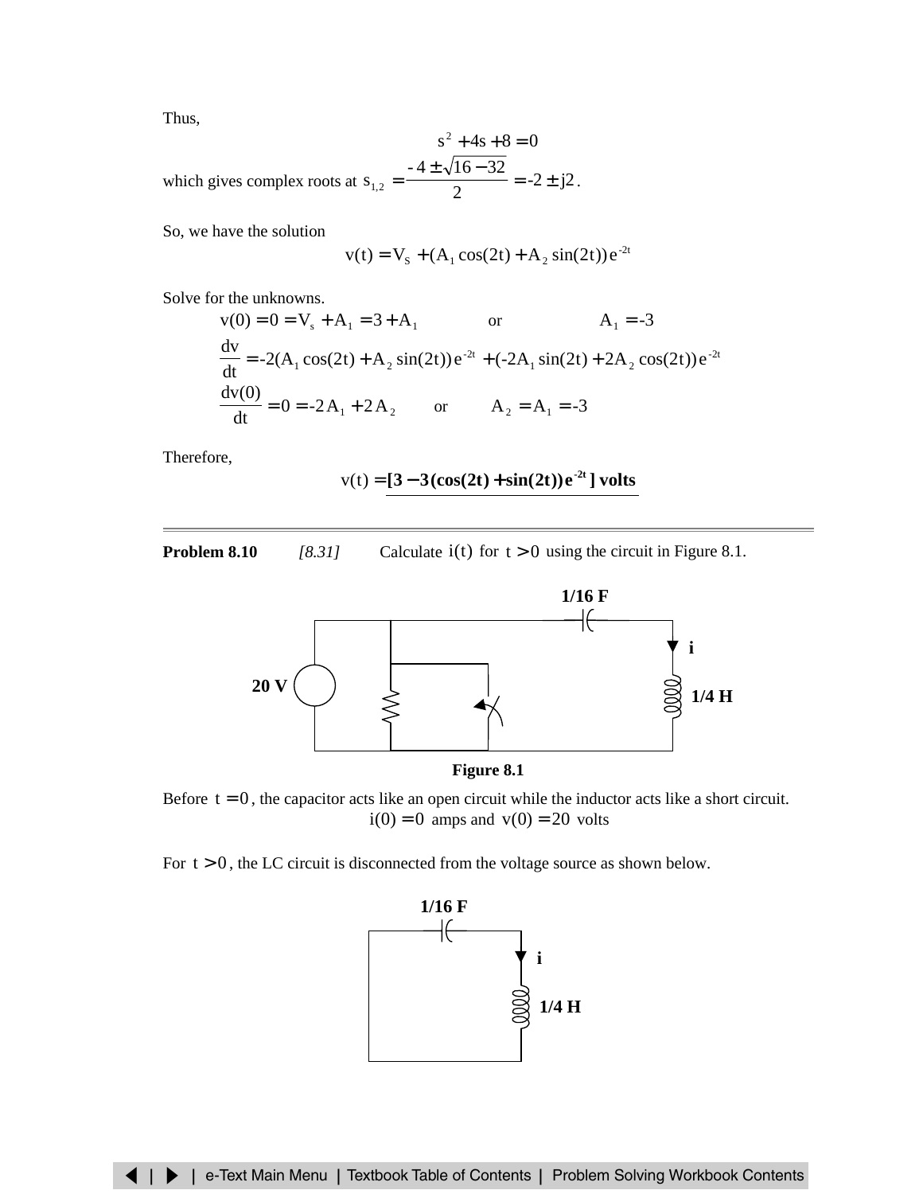Thus,

$$s^2 + 4s + 8 = 0$$

which gives complex roots at $s_{1,2} = \dfrac{-4 \pm \sqrt{16 - 32}}{2} = -2 \pm j2$.

So, we have the solution

$$v(t) = V_S + (A_1 \cos(2t) + A_2 \sin(2t))e^{-2t}$$

Solve for the unknowns.

$$v(0) = 0 = V_s + A_1 = 3 + A_1 \qquad \text{or} \qquad A_1 = -3$$

$$\frac{dv}{dt} = -2(A_1 \cos(2t) + A_2 \sin(2t))e^{-2t} + (-2A_1 \sin(2t) + 2A_2 \cos(2t))e^{-2t}$$

$$\frac{dv(0)}{dt} = 0 = -2A_1 + 2A_2 \qquad \text{or} \qquad A_2 = A_1 = -3$$

Therefore,

$$v(t) = \underline{\mathbf{[3 - 3(cos(2t) + sin(2t))e^{-2t}]\ volts}}$$

---

**Problem 8.10** *[8.31]* Calculate $i(t)$ for $t > 0$ using the circuit in Figure 8.1.

1/16 F

i

20 V

1/4 H

**Figure 8.1**

Before $t = 0$, the capacitor acts like an open circuit while the inductor acts like a short circuit.

$$i(0) = 0 \text{ amps and } v(0) = 20 \text{ volts}$$

For $t > 0$, the LC circuit is disconnected from the voltage source as shown below.

1/16 F

i

1/4 H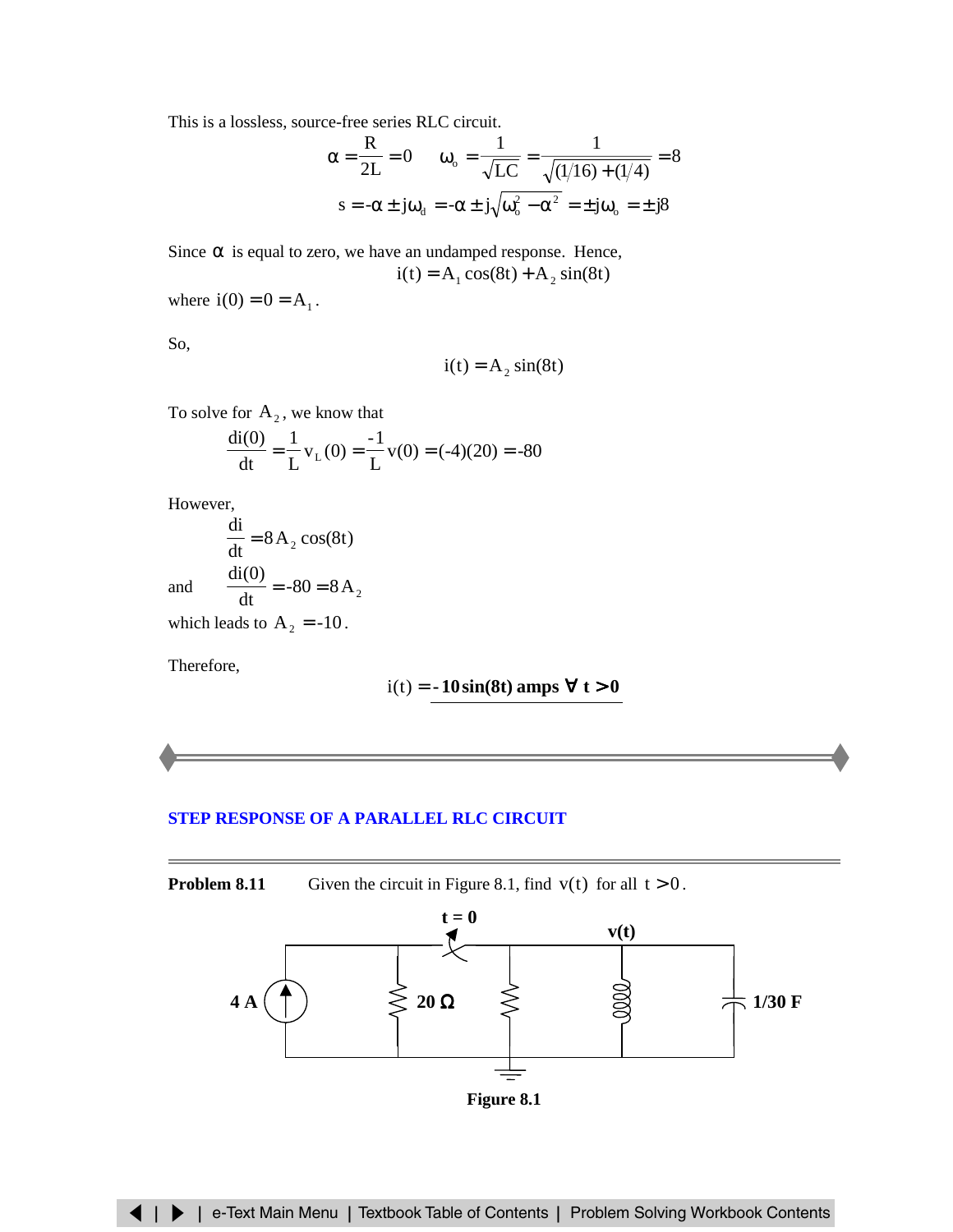This is a lossless, source-free series RLC circuit.

$$\alpha = \frac{R}{2L} = 0 \qquad \omega_o = \frac{1}{\sqrt{LC}} = \frac{1}{\sqrt{(1/16) + (1/4)}} = 8$$

$$s = -\alpha \pm j\omega_d = -\alpha \pm j\sqrt{\omega_o^2 - \alpha^2} = \pm j\omega_o = \pm j8$$

Since $\alpha$ is equal to zero, we have an undamped response. Hence,

$$i(t) = A_1 \cos(8t) + A_2 \sin(8t)$$

where $i(0) = 0 = A_1$.

So,

$$i(t) = A_2 \sin(8t)$$

To solve for $A_2$, we know that

$$\frac{di(0)}{dt} = \frac{1}{L} v_L(0) = \frac{-1}{L} v(0) = (-4)(20) = -80$$

However,

$$\frac{di}{dt} = 8A_2 \cos(8t)$$

and

$$\frac{di(0)}{dt} = -80 = 8A_2$$

which leads to $A_2 = -10$.

Therefore,

$$i(t) = \mathbf{-10\sin(8t)\ amps\ \forall\ t > 0}$$

---

## STEP RESPONSE OF A PARALLEL RLC CIRCUIT

---

**Problem 8.11** Given the circuit in Figure 8.1, find $v(t)$ for all $t > 0$.

t = 0

v(t)

4 A

20 Ω

1/30 F

**Figure 8.1**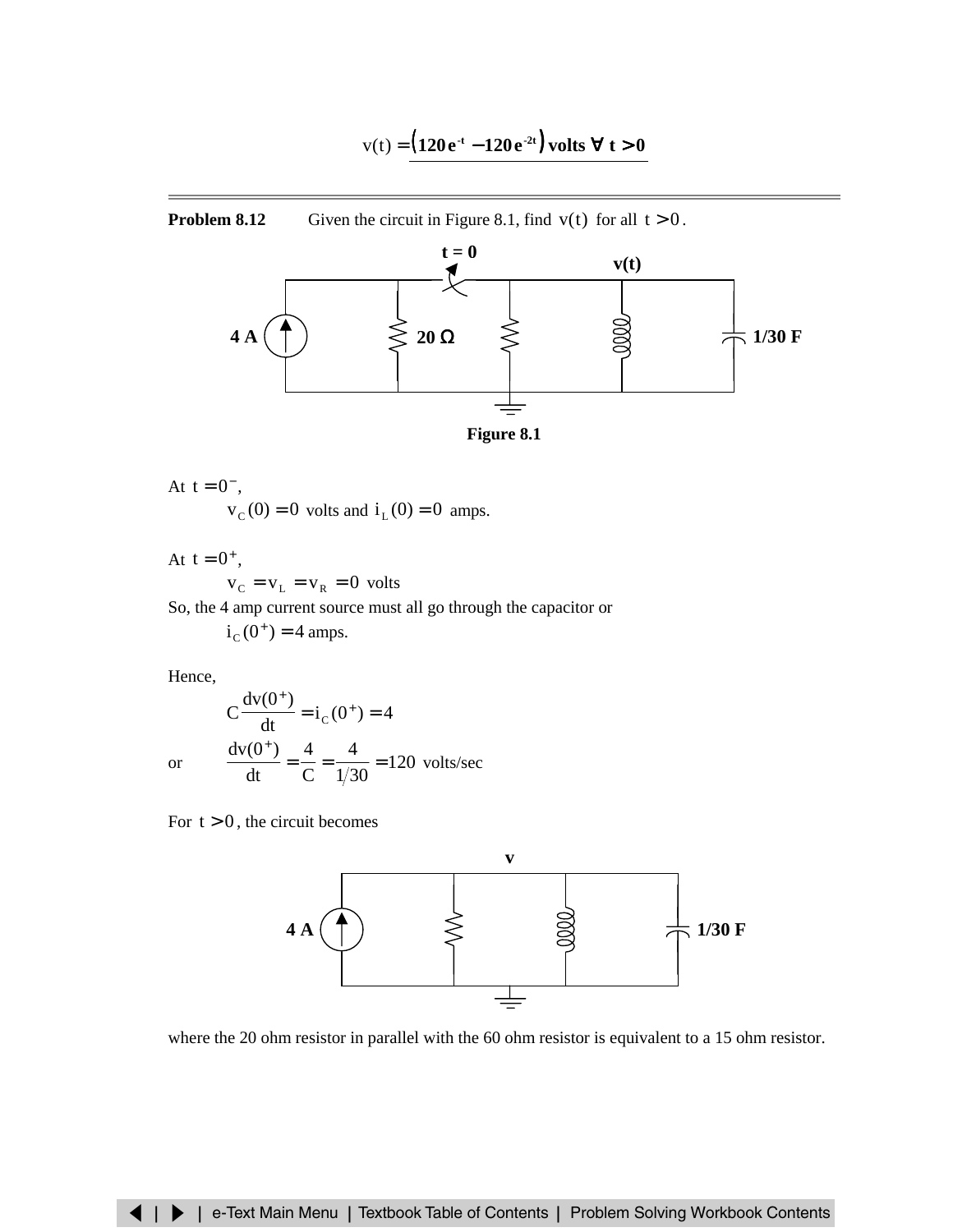$$v(t) = \underline{\left(120\,e^{-t} - 120\,e^{-2t}\right)\textbf{ volts } \forall\ t > 0}$$

---

**Problem 8.12** Given the circuit in Figure 8.1, find $v(t)$ for all $t > 0$.

t = 0

v(t)

4 A

20 Ω

1/30 F

**Figure 8.1**

At $t = 0^-$,

$$v_C(0) = 0 \text{ volts and } i_L(0) = 0 \text{ amps.}$$

At $t = 0^+$,

$$v_C = v_L = v_R = 0 \text{ volts}$$

So, the 4 amp current source must all go through the capacitor or

$$i_C(0^+) = 4 \text{ amps.}$$

Hence,

$$C\,\frac{dv(0^+)}{dt} = i_C(0^+) = 4$$

or

$$\frac{dv(0^+)}{dt} = \frac{4}{C} = \frac{4}{1/30} = 120 \text{ volts/sec}$$

For $t > 0$, the circuit becomes

v

4 A

1/30 F

where the 20 ohm resistor in parallel with the 60 ohm resistor is equivalent to a 15 ohm resistor.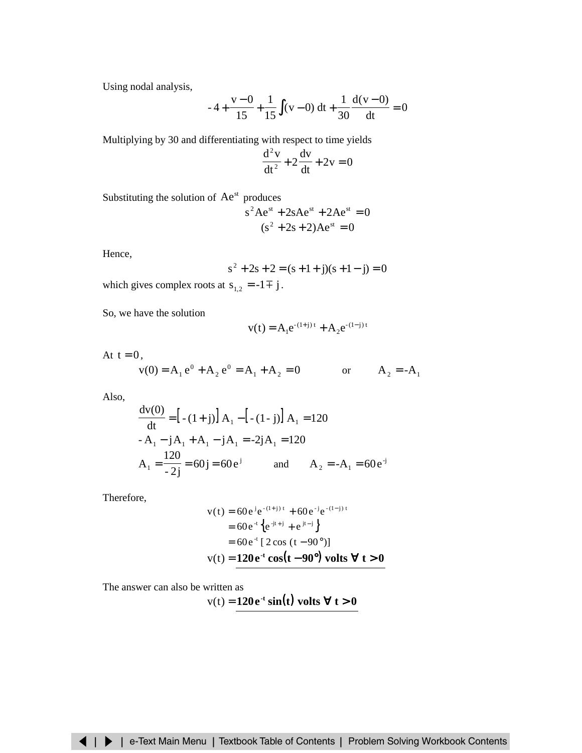Using nodal analysis,

$$-4 + \frac{v - 0}{15} + \frac{1}{15}\int(v - 0)\,dt + \frac{1}{30}\frac{d(v - 0)}{dt} = 0$$

Multiplying by 30 and differentiating with respect to time yields

$$\frac{d^2v}{dt^2} + 2\frac{dv}{dt} + 2v = 0$$

Substituting the solution of $Ae^{st}$ produces

$$s^2Ae^{st} + 2sAe^{st} + 2Ae^{st} = 0$$
$$(s^2 + 2s + 2)Ae^{st} = 0$$

Hence,

$$s^2 + 2s + 2 = (s + 1 + j)(s + 1 - j) = 0$$

which gives complex roots at $s_{1,2} = -1 \mp j$.

So, we have the solution

$$v(t) = A_1e^{-(1+j)\,t} + A_2e^{-(1-j)\,t}$$

At $t = 0$,

$$v(0) = A_1\,e^0 + A_2\,e^0 = A_1 + A_2 = 0 \qquad \text{or} \qquad A_2 = -A_1$$

Also,

$$\frac{dv(0)}{dt} = \left[-(1+j)\right]A_1 - \left[-(1-j)\right]A_1 = 120$$
$$-A_1 - jA_1 + A_1 - jA_1 = -2jA_1 = 120$$
$$A_1 = \frac{120}{-2j} = 60j = 60\,e^j \qquad \text{and} \qquad A_2 = -A_1 = 60\,e^{-j}$$

Therefore,

$$v(t) = 60\,e^j e^{-(1+j)\,t} + 60\,e^{-j}e^{-(1-j)\,t}$$
$$= 60\,e^{-t}\left\{e^{-jt+j} + e^{jt-j}\right\}$$
$$= 60\,e^{-t}\,[\,2\cos\,(t - 90°)]$$
$$v(t) = \underline{\mathbf{120\,e^{-t}\cos(t - 90°)\ volts\ \forall\ t > 0}}$$

The answer can also be written as

$$v(t) = \underline{\mathbf{120\,e^{-t}\sin(t)\ volts\ \forall\ t > 0}}$$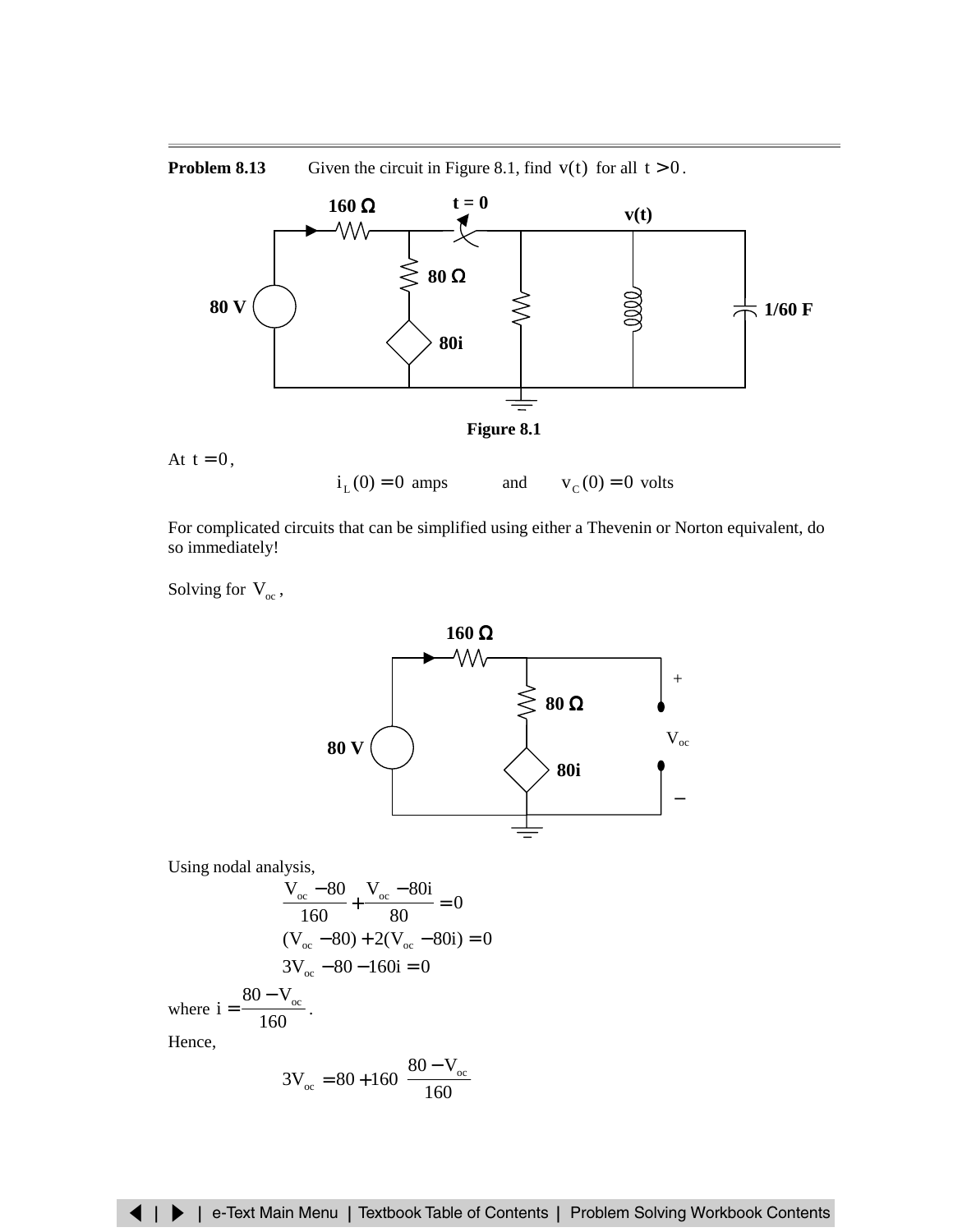**Problem 8.13** Given the circuit in Figure 8.1, find $v(t)$ for all $t > 0$.

t = 0

160 Ω

v(t)

80 Ω

80 V

1/60 F

80i

Figure 8.1

At $t = 0$,

$$i_L(0) = 0 \text{ amps} \qquad \text{and} \qquad v_C(0) = 0 \text{ volts}$$

For complicated circuits that can be simplified using either a Thevenin or Norton equivalent, do so immediately!

Solving for $V_{oc}$,

160 Ω

80 Ω

80 V

80i

+

$V_{oc}$

−

Using nodal analysis,

$$\frac{V_{oc} - 80}{160} + \frac{V_{oc} - 80i}{80} = 0$$

$$(V_{oc} - 80) + 2(V_{oc} - 80i) = 0$$

$$3V_{oc} - 80 - 160i = 0$$

where $i = \dfrac{80 - V_{oc}}{160}$.

Hence,

$$3V_{oc} = 80 + 160\left(\frac{80 - V_{oc}}{160}\right)$$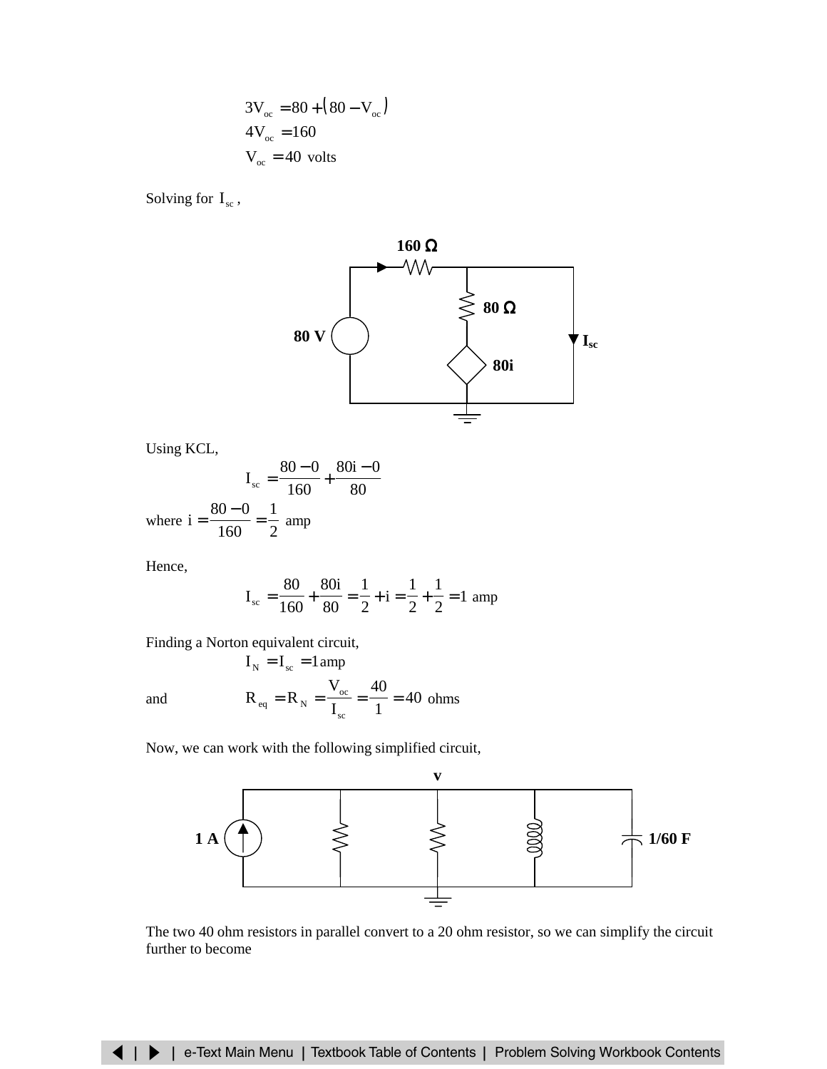$$3V_{oc} = 80 + (80 - V_{oc})$$
$$4V_{oc} = 160$$
$$V_{oc} = 40 \text{ volts}$$

Solving for $I_{sc}$,

160 Ω

80 Ω

80 V

$I_{sc}$

80i

Using KCL,

$$I_{sc} = \frac{80 - 0}{160} + \frac{80i - 0}{80}$$

where $i = \frac{80 - 0}{160} = \frac{1}{2}$ amp

Hence,

$$I_{sc} = \frac{80}{160} + \frac{80i}{80} = \frac{1}{2} + i = \frac{1}{2} + \frac{1}{2} = 1 \text{ amp}$$

Finding a Norton equivalent circuit,

$$I_N = I_{sc} = 1 \text{amp}$$

and
$$R_{eq} = R_N = \frac{V_{oc}}{I_{sc}} = \frac{40}{1} = 40 \text{ ohms}$$

Now, we can work with the following simplified circuit,

v

1 A

1/60 F

The two 40 ohm resistors in parallel convert to a 20 ohm resistor, so we can simplify the circuit further to become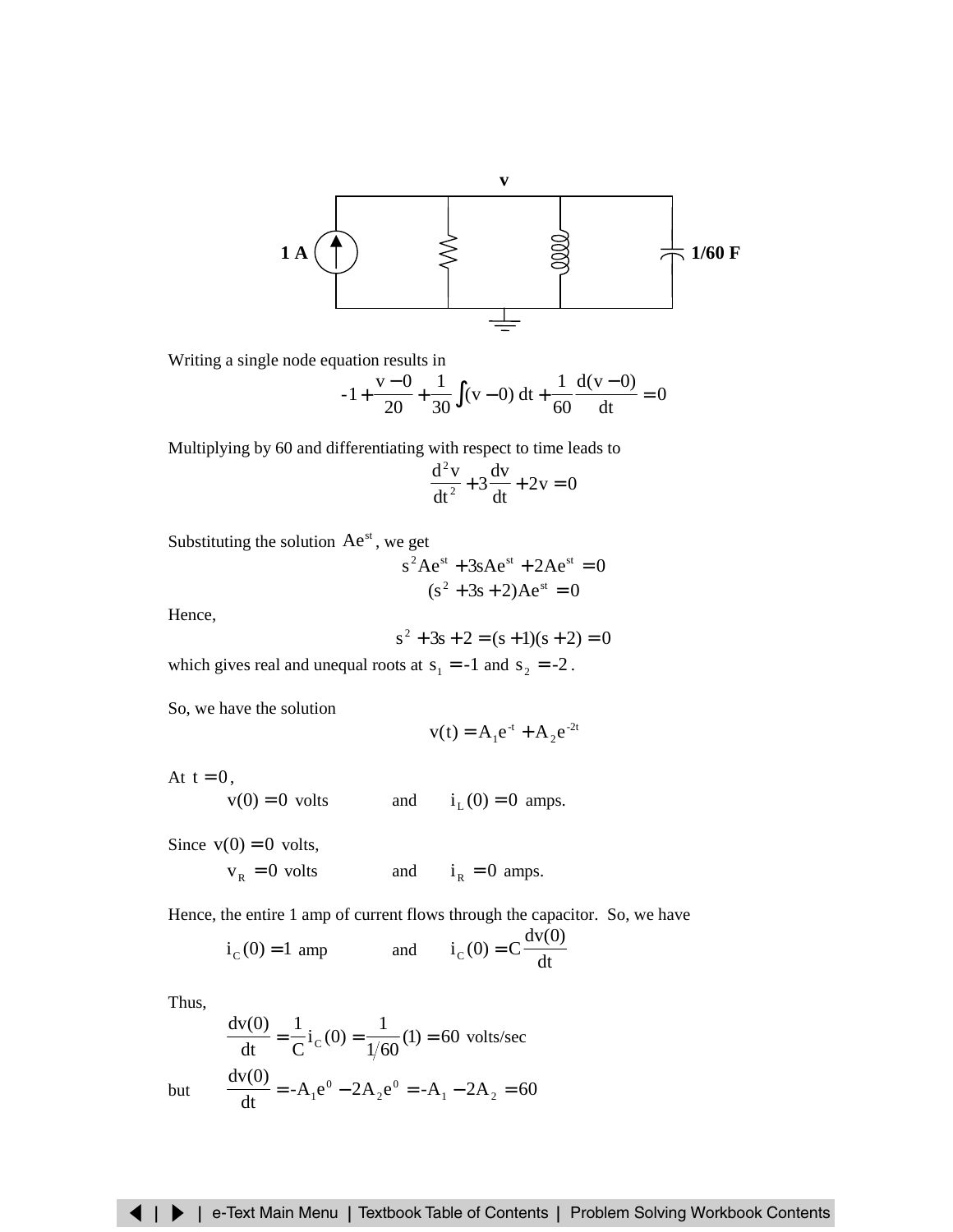v

1 A

1/60 F

Writing a single node equation results in

$$-1 + \frac{v-0}{20} + \frac{1}{30}\int(v-0)\,dt + \frac{1}{60}\frac{d(v-0)}{dt} = 0$$

Multiplying by 60 and differentiating with respect to time leads to

$$\frac{d^2v}{dt^2} + 3\frac{dv}{dt} + 2v = 0$$

Substituting the solution $Ae^{st}$, we get

$$s^2Ae^{st} + 3sAe^{st} + 2Ae^{st} = 0$$

$$(s^2 + 3s + 2)Ae^{st} = 0$$

Hence,

$$s^2 + 3s + 2 = (s+1)(s+2) = 0$$

which gives real and unequal roots at $s_1 = -1$ and $s_2 = -2$.

So, we have the solution

$$v(t) = A_1e^{-t} + A_2e^{-2t}$$

At $t = 0$,

$v(0) = 0$ volts and $i_L(0) = 0$ amps.

Since $v(0) = 0$ volts,

$v_R = 0$ volts and $i_R = 0$ amps.

Hence, the entire 1 amp of current flows through the capacitor. So, we have

$i_C(0) = 1$ amp and $i_C(0) = C\frac{dv(0)}{dt}$

Thus,

$$\frac{dv(0)}{dt} = \frac{1}{C}i_C(0) = \frac{1}{1/60}(1) = 60 \text{ volts/sec}$$

but

$$\frac{dv(0)}{dt} = -A_1e^0 - 2A_2e^0 = -A_1 - 2A_2 = 60$$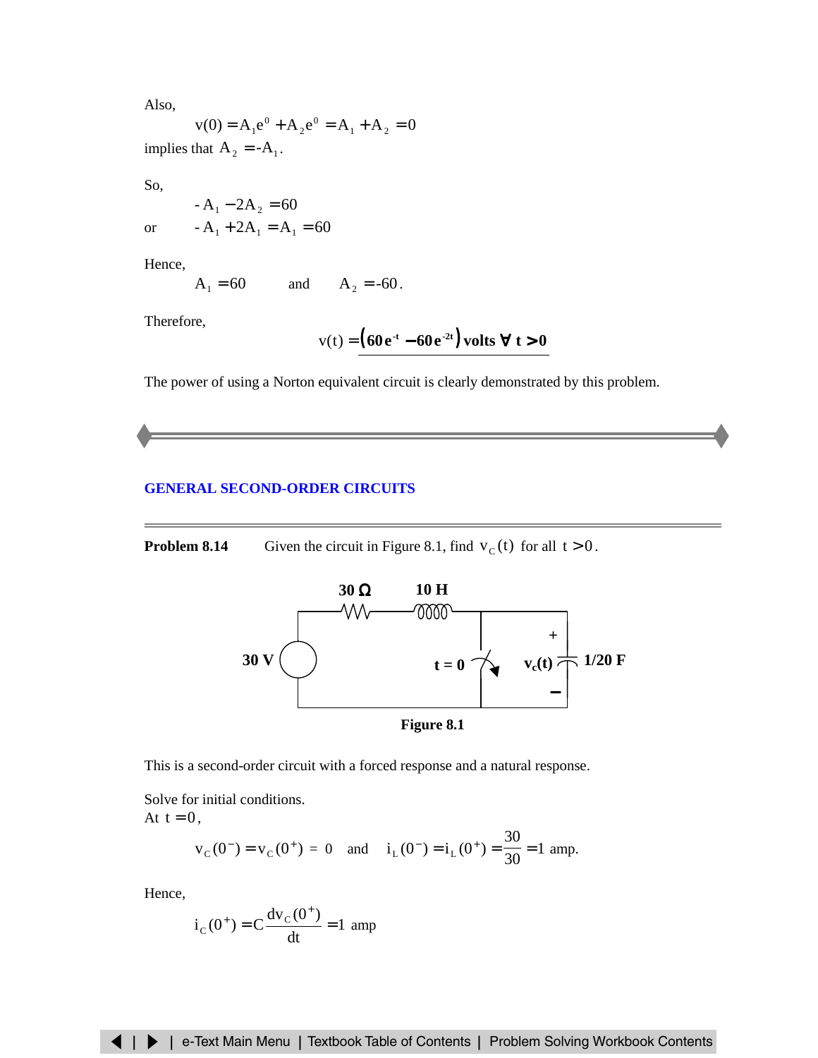Also,

$$v(0) = A_1 e^0 + A_2 e^0 = A_1 + A_2 = 0$$

implies that $A_2 = -A_1$.

So,

$$-A_1 - 2A_2 = 60$$

or

$$-A_1 + 2A_1 = A_1 = 60$$

Hence,

$$A_1 = 60 \qquad \text{and} \qquad A_2 = -60.$$

Therefore,

$$v(t) = \underline{\left(60\,e^{-t} - 60\,e^{-2t}\right) \textbf{ volts } \forall\ t > 0}$$

The power of using a Norton equivalent circuit is clearly demonstrated by this problem.

---

## GENERAL SECOND-ORDER CIRCUITS

---

**Problem 8.14** Given the circuit in Figure 8.1, find $v_C(t)$ for all $t > 0$.

**30 Ω** **10 H** **30 V** **t = 0** **$v_c(t)$** **1/20 F**

**Figure 8.1**

This is a second-order circuit with a forced response and a natural response.

Solve for initial conditions.
At $t = 0$,

$$v_C(0^-) = v_C(0^+) = 0 \quad \text{and} \quad i_L(0^-) = i_L(0^+) = \frac{30}{30} = 1 \text{ amp.}$$

Hence,

$$i_C(0^+) = C\frac{dv_C(0^+)}{dt} = 1 \text{ amp}$$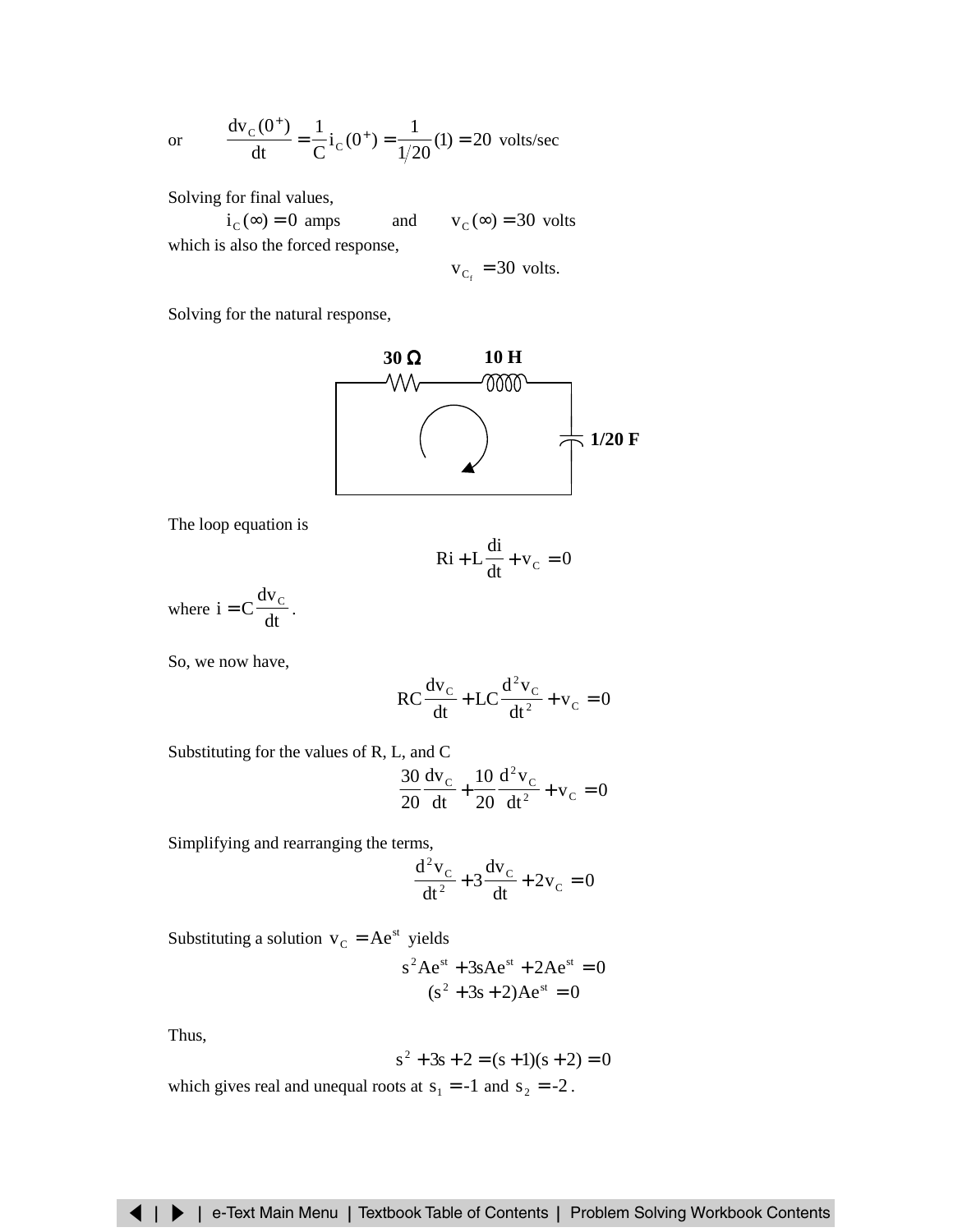or $$\frac{dv_C(0^+)}{dt} = \frac{1}{C} i_C(0^+) = \frac{1}{1/20}(1) = 20 \text{ volts/sec}$$

Solving for final values,

$$i_C(\infty) = 0 \text{ amps} \quad \text{and} \quad v_C(\infty) = 30 \text{ volts}$$

which is also the forced response,

$$v_{C_f} = 30 \text{ volts.}$$

Solving for the natural response,

30 Ω
10 H
1/20 F

The loop equation is

$$Ri + L\frac{di}{dt} + v_C = 0$$

where $i = C\frac{dv_C}{dt}$.

So, we now have,

$$RC\frac{dv_C}{dt} + LC\frac{d^2v_C}{dt^2} + v_C = 0$$

Substituting for the values of R, L, and C

$$\frac{30}{20}\frac{dv_C}{dt} + \frac{10}{20}\frac{d^2v_C}{dt^2} + v_C = 0$$

Simplifying and rearranging the terms,

$$\frac{d^2v_C}{dt^2} + 3\frac{dv_C}{dt} + 2v_C = 0$$

Substituting a solution $v_C = Ae^{st}$ yields

$$s^2Ae^{st} + 3sAe^{st} + 2Ae^{st} = 0$$

$$(s^2 + 3s + 2)Ae^{st} = 0$$

Thus,

$$s^2 + 3s + 2 = (s+1)(s+2) = 0$$

which gives real and unequal roots at $s_1 = -1$ and $s_2 = -2$.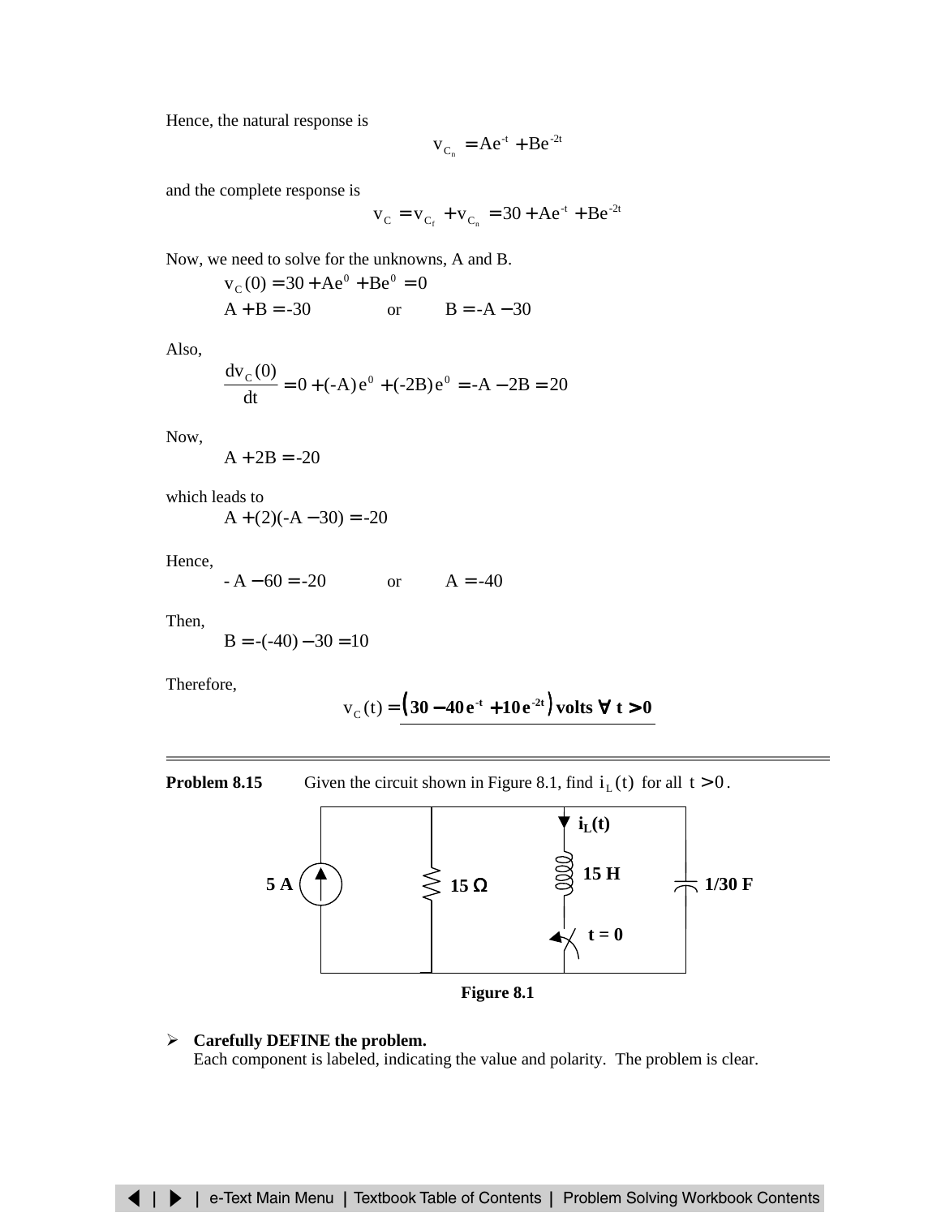Hence, the natural response is

$$v_{C_n} = Ae^{-t} + Be^{-2t}$$

and the complete response is

$$v_C = v_{C_f} + v_{C_n} = 30 + Ae^{-t} + Be^{-2t}$$

Now, we need to solve for the unknowns, A and B.

$$v_C(0) = 30 + Ae^0 + Be^0 = 0$$

$$A + B = -30 \qquad \text{or} \qquad B = -A - 30$$

Also,

$$\frac{dv_C(0)}{dt} = 0 + (-A)e^0 + (-2B)e^0 = -A - 2B = 20$$

Now,

$$A + 2B = -20$$

which leads to

$$A + (2)(-A - 30) = -20$$

Hence,

$$-A - 60 = -20 \qquad \text{or} \qquad A = -40$$

Then,

$$B = -(-40) - 30 = 10$$

Therefore,

$$v_C(t) = \underline{\left(30 - 40e^{-t} + 10e^{-2t}\right) \text{ volts } \forall\ t > 0}$$

---

**Problem 8.15** Given the circuit shown in Figure 8.1, find $i_L(t)$ for all $t > 0$.

5 A
15 Ω
$i_L(t)$
15 H
t = 0
1/30 F

Figure 8.1

- **Carefully DEFINE the problem.**
  Each component is labeled, indicating the value and polarity. The problem is clear.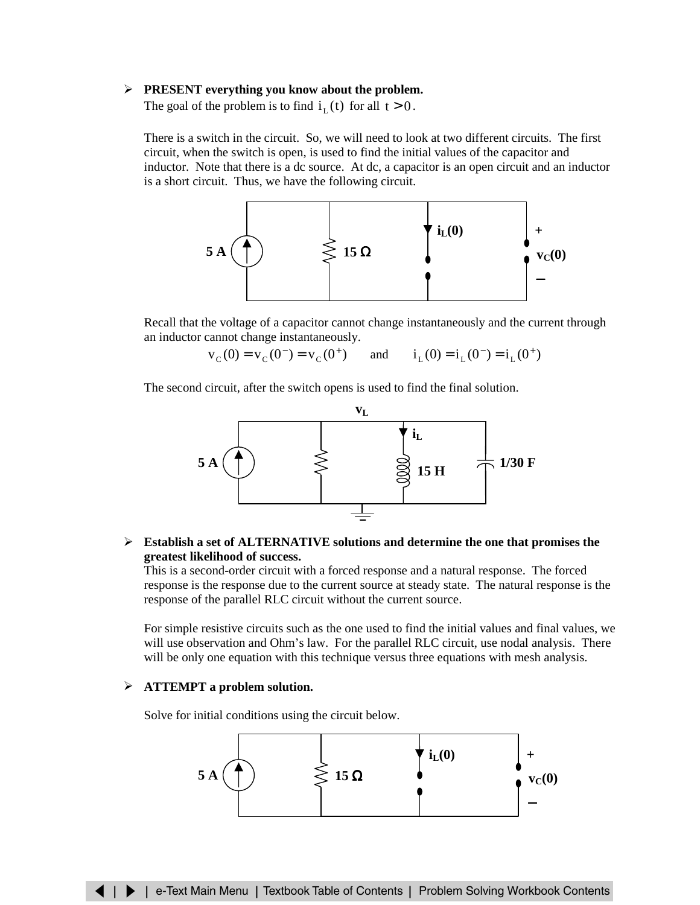- **PRESENT everything you know about the problem.**
  The goal of the problem is to find $i_L(t)$ for all $t > 0$.

  There is a switch in the circuit. So, we will need to look at two different circuits. The first circuit, when the switch is open, is used to find the initial values of the capacitor and inductor. Note that there is a dc source. At dc, a capacitor is an open circuit and an inductor is a short circuit. Thus, we have the following circuit.

  5 A
  15 Ω
  $i_L(0)$
  +
  $v_C(0)$
  –

  Recall that the voltage of a capacitor cannot change instantaneously and the current through an inductor cannot change instantaneously.

  $$v_C(0) = v_C(0^-) = v_C(0^+) \qquad \text{and} \qquad i_L(0) = i_L(0^-) = i_L(0^+)$$

  The second circuit, after the switch opens is used to find the final solution.

  $v_L$
  $i_L$
  5 A
  15 H
  1/30 F

- **Establish a set of ALTERNATIVE solutions and determine the one that promises the greatest likelihood of success.**
  This is a second-order circuit with a forced response and a natural response. The forced response is the response due to the current source at steady state. The natural response is the response of the parallel RLC circuit without the current source.

  For simple resistive circuits such as the one used to find the initial values and final values, we will use observation and Ohm's law. For the parallel RLC circuit, use nodal analysis. There will be only one equation with this technique versus three equations with mesh analysis.

- **ATTEMPT a problem solution.**

  Solve for initial conditions using the circuit below.

  5 A
  15 Ω
  $i_L(0)$
  +
  $v_C(0)$
  –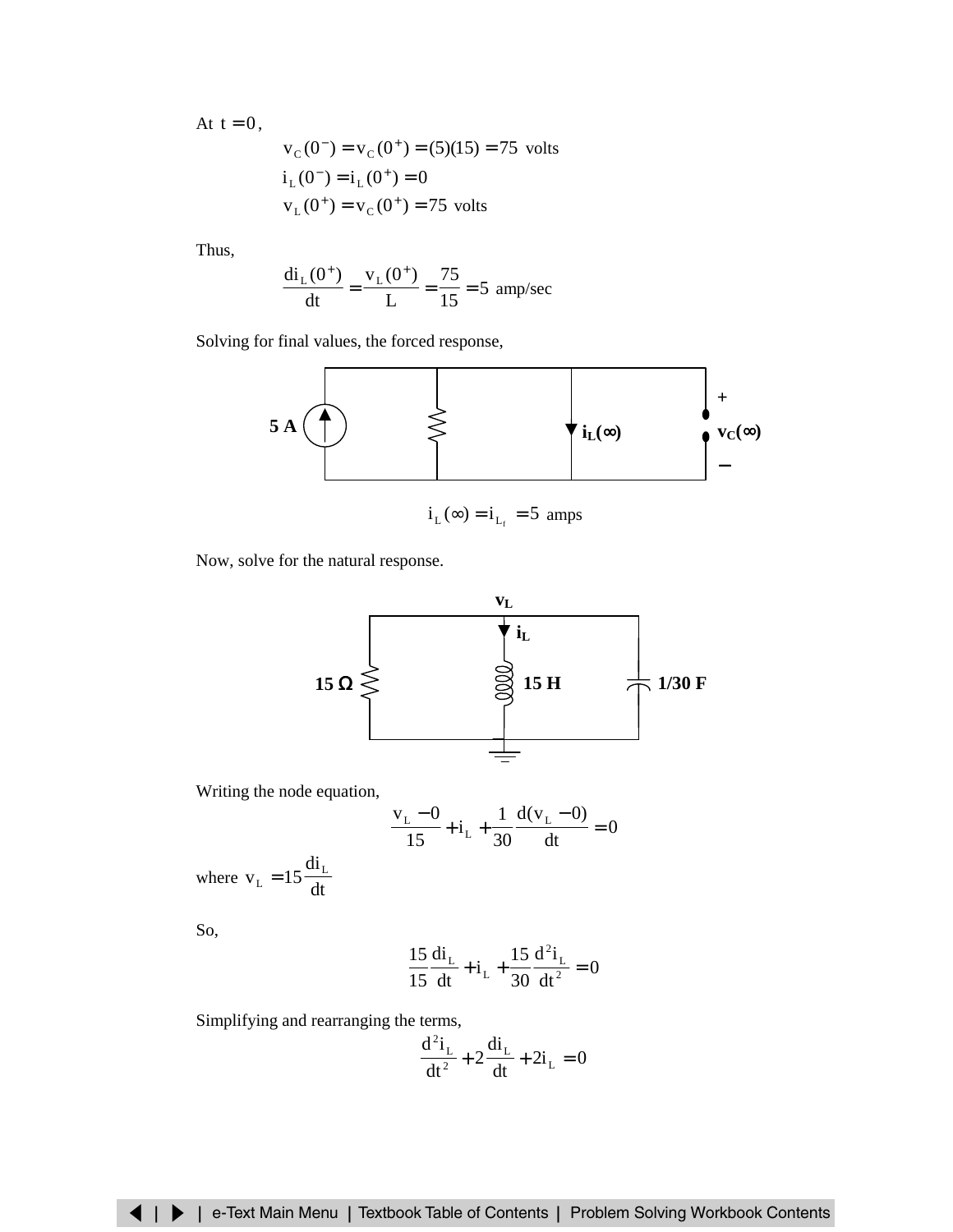At $t = 0$,

$$v_C(0^-) = v_C(0^+) = (5)(15) = 75 \text{ volts}$$

$$i_L(0^-) = i_L(0^+) = 0$$

$$v_L(0^+) = v_C(0^+) = 75 \text{ volts}$$

Thus,

$$\frac{di_L(0^+)}{dt} = \frac{v_L(0^+)}{L} = \frac{75}{15} = 5 \text{ amp/sec}$$

Solving for final values, the forced response,

5 A

$i_L(\infty)$

+
$v_C(\infty)$
−

$$i_L(\infty) = i_{L_f} = 5 \text{ amps}$$

Now, solve for the natural response.

$v_L$

$i_L$

15 Ω

15 H

1/30 F

Writing the node equation,

$$\frac{v_L - 0}{15} + i_L + \frac{1}{30}\frac{d(v_L - 0)}{dt} = 0$$

where $v_L = 15\dfrac{di_L}{dt}$

So,

$$\frac{15}{15}\frac{di_L}{dt} + i_L + \frac{15}{30}\frac{d^2 i_L}{dt^2} = 0$$

Simplifying and rearranging the terms,

$$\frac{d^2 i_L}{dt^2} + 2\frac{di_L}{dt} + 2i_L = 0$$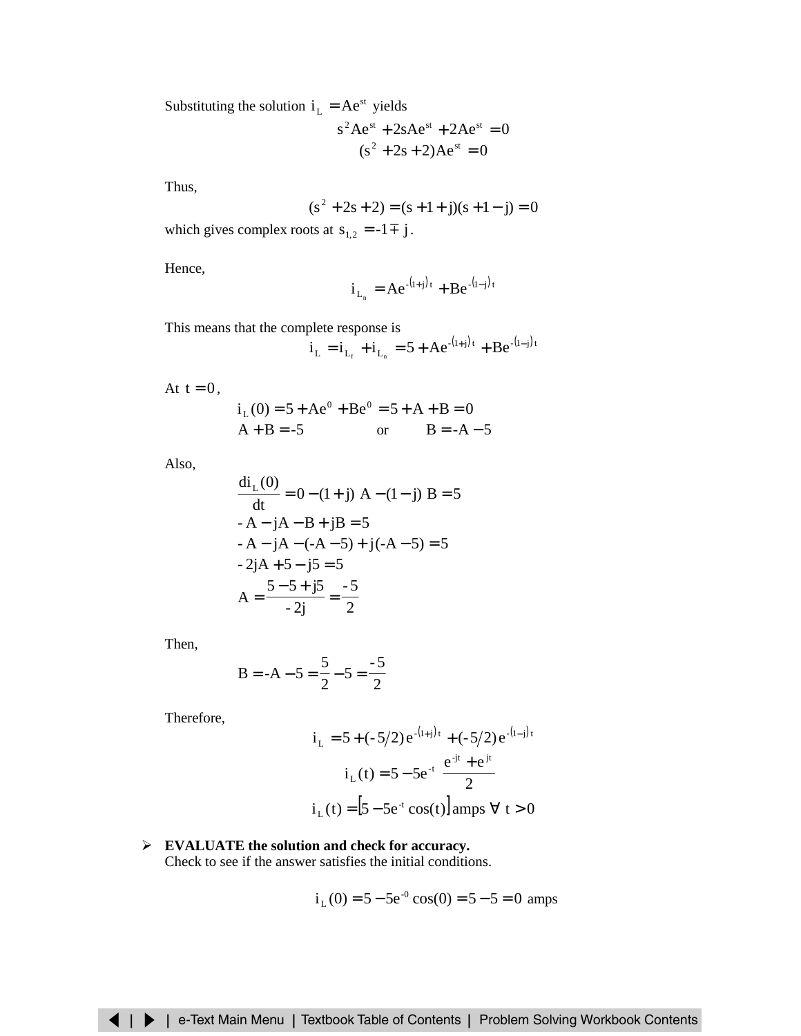Substituting the solution $i_L = Ae^{st}$ yields

$$s^2Ae^{st} + 2sAe^{st} + 2Ae^{st} = 0$$

$$(s^2 + 2s + 2)Ae^{st} = 0$$

Thus,

$$(s^2 + 2s + 2) = (s + 1 + j)(s + 1 - j) = 0$$

which gives complex roots at $s_{1,2} = -1 \mp j$.

Hence,

$$i_{L_n} = Ae^{-(1+j)t} + Be^{-(1-j)t}$$

This means that the complete response is

$$i_L = i_{L_f} + i_{L_n} = 5 + Ae^{-(1+j)t} + Be^{-(1-j)t}$$

At $t = 0$,

$$i_L(0) = 5 + Ae^0 + Be^0 = 5 + A + B = 0$$

$$A + B = -5 \qquad \text{or} \qquad B = -A - 5$$

Also,

$$\frac{di_L(0)}{dt} = 0 - (1 + j)\,A - (1 - j)\,B = 5$$

$$-A - jA - B + jB = 5$$

$$-A - jA - (-A - 5) + j(-A - 5) = 5$$

$$-2jA + 5 - j5 = 5$$

$$A = \frac{5 - 5 + j5}{-2j} = \frac{-5}{2}$$

Then,

$$B = -A - 5 = \frac{5}{2} - 5 = \frac{-5}{2}$$

Therefore,

$$i_L = 5 + (-5/2)e^{-(1+j)t} + (-5/2)e^{-(1-j)t}$$

$$i_L(t) = 5 - 5e^{-t}\left(\frac{e^{-jt} + e^{jt}}{2}\right)$$

$$i_L(t) = [5 - 5e^{-t}\cos(t)]\text{amps} \;\forall\; t > 0$$

- **EVALUATE the solution and check for accuracy.**
  Check to see if the answer satisfies the initial conditions.

$$i_L(0) = 5 - 5e^{-0}\cos(0) = 5 - 5 = 0 \text{ amps}$$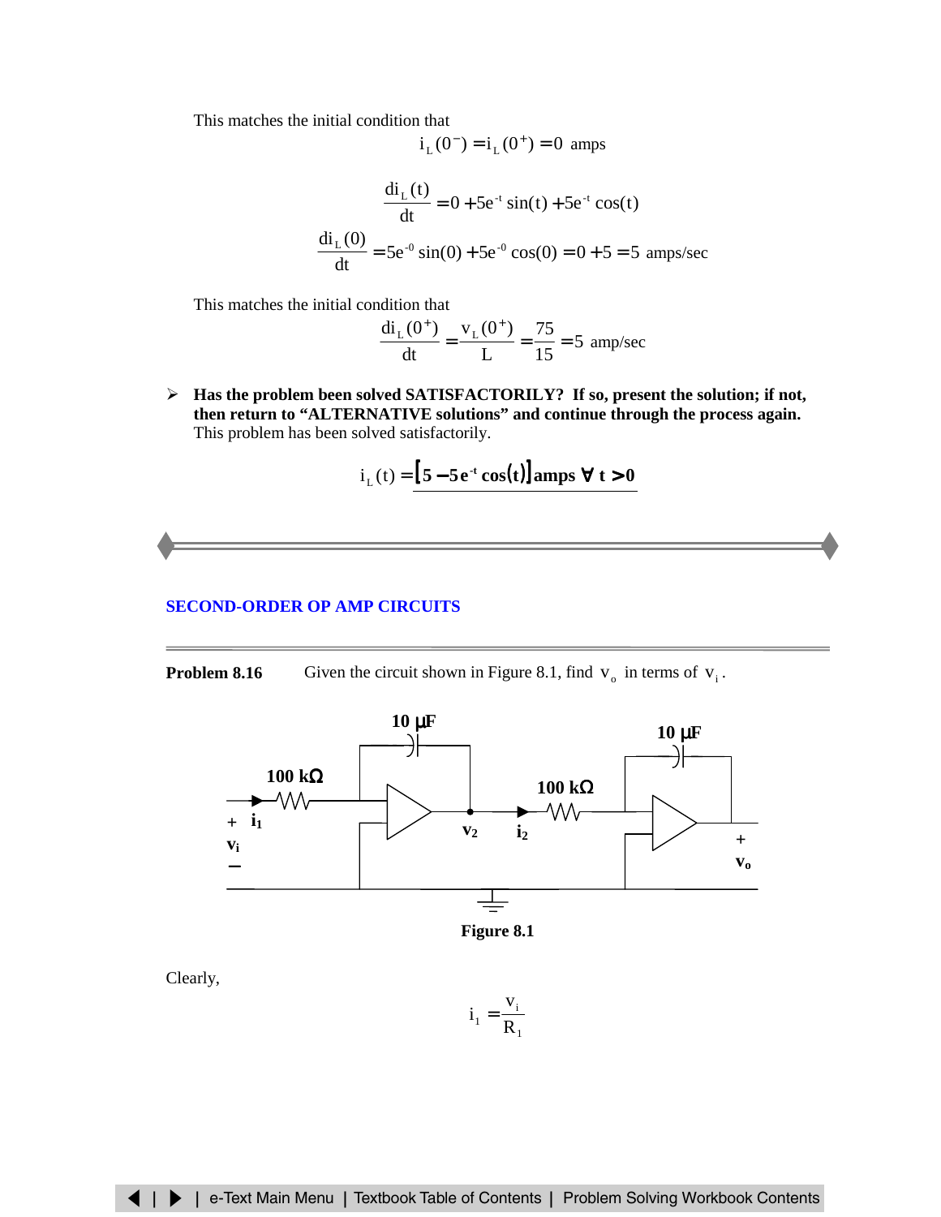This matches the initial condition that

$$i_L(0^-) = i_L(0^+) = 0 \text{ amps}$$

$$\frac{di_L(t)}{dt} = 0 + 5e^{-t}\sin(t) + 5e^{-t}\cos(t)$$

$$\frac{di_L(0)}{dt} = 5e^{-0}\sin(0) + 5e^{-0}\cos(0) = 0 + 5 = 5 \text{ amps/sec}$$

This matches the initial condition that

$$\frac{di_L(0^+)}{dt} = \frac{v_L(0^+)}{L} = \frac{75}{15} = 5 \text{ amp/sec}$$

- **Has the problem been solved SATISFACTORILY? If so, present the solution; if not, then return to "ALTERNATIVE solutions" and continue through the process again.**
  This problem has been solved satisfactorily.

$$i_L(t) = \underline{\left[5 - 5e^{-t}\cos(t)\right] \text{amps} \ \forall\ t > 0}$$

## SECOND-ORDER OP AMP CIRCUITS

**Problem 8.16** Given the circuit shown in Figure 8.1, find $v_o$ in terms of $v_i$.

10 μF

10 μF

100 kΩ

100 kΩ

+ $i_1$

$v_i$

–

$v_2$

$i_2$

+

$v_o$

**Figure 8.1**

Clearly,

$$i_1 = \frac{v_i}{R_1}$$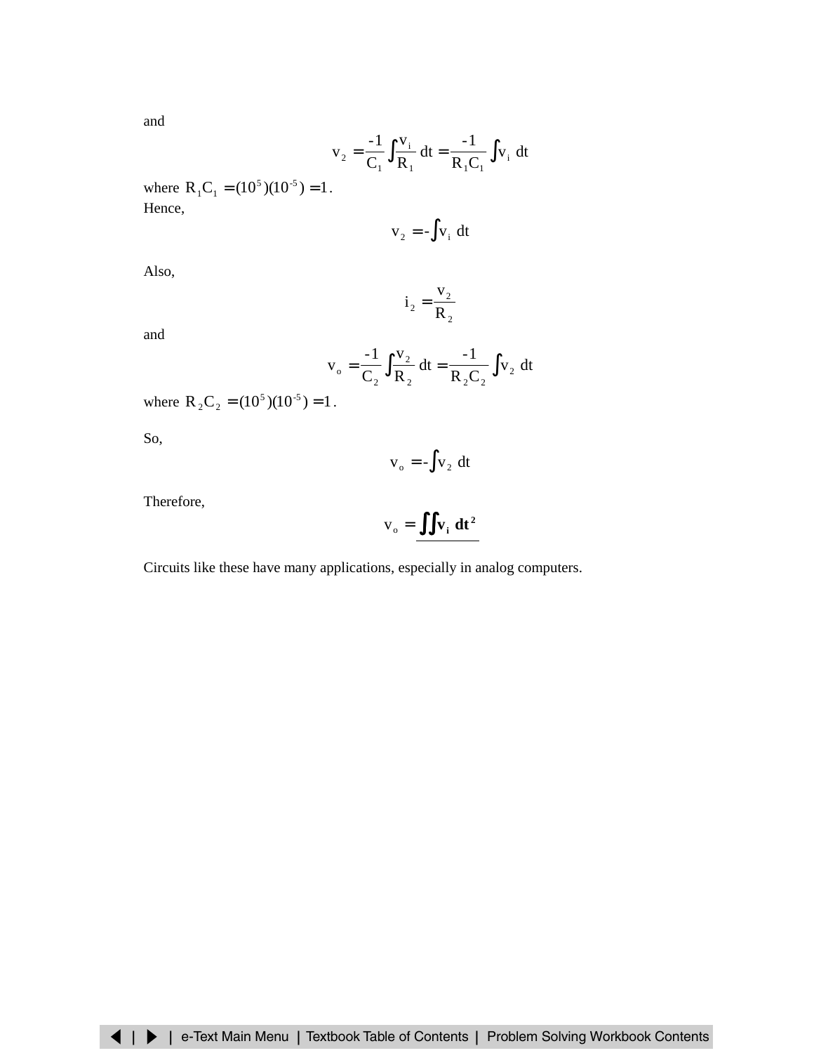and

$$v_2 = \frac{-1}{C_1}\int \frac{v_i}{R_1}\, dt = \frac{-1}{R_1 C_1}\int v_i\, dt$$

where $R_1C_1 = (10^5)(10^{-5}) = 1$.

Hence,

$$v_2 = -\int v_i\, dt$$

Also,

$$i_2 = \frac{v_2}{R_2}$$

and

$$v_o = \frac{-1}{C_2}\int \frac{v_2}{R_2}\, dt = \frac{-1}{R_2 C_2}\int v_2\, dt$$

where $R_2C_2 = (10^5)(10^{-5}) = 1$.

So,

$$v_o = -\int v_2\, dt$$

Therefore,

$$v_o = \underline{\iint v_i\, dt^2}$$

Circuits like these have many applications, especially in analog computers.